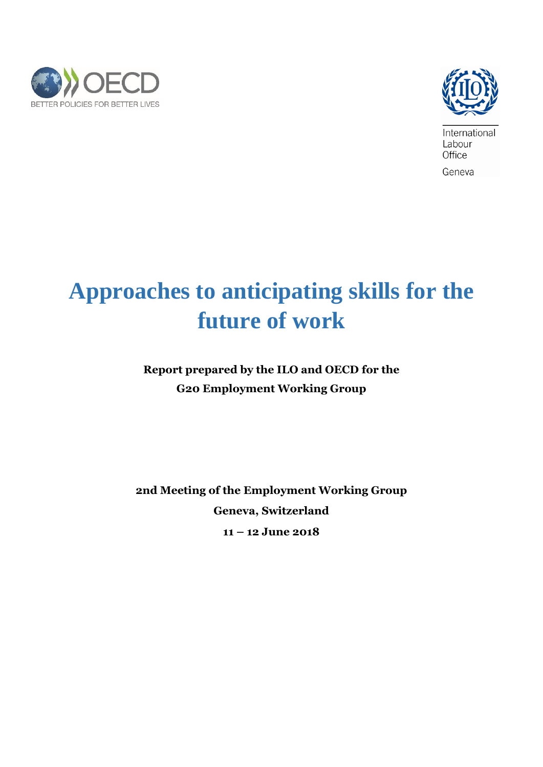OECD BETTER POLICIES FOR BETTER LIVES

International Labour Office

Geneva

# Approaches to anticipating skills for the future of work

**Report prepared by the ILO and OECD for the G20 Employment Working Group**

**2nd Meeting of the Employment Working Group**

**Geneva, Switzerland**

**11 – 12 June 2018**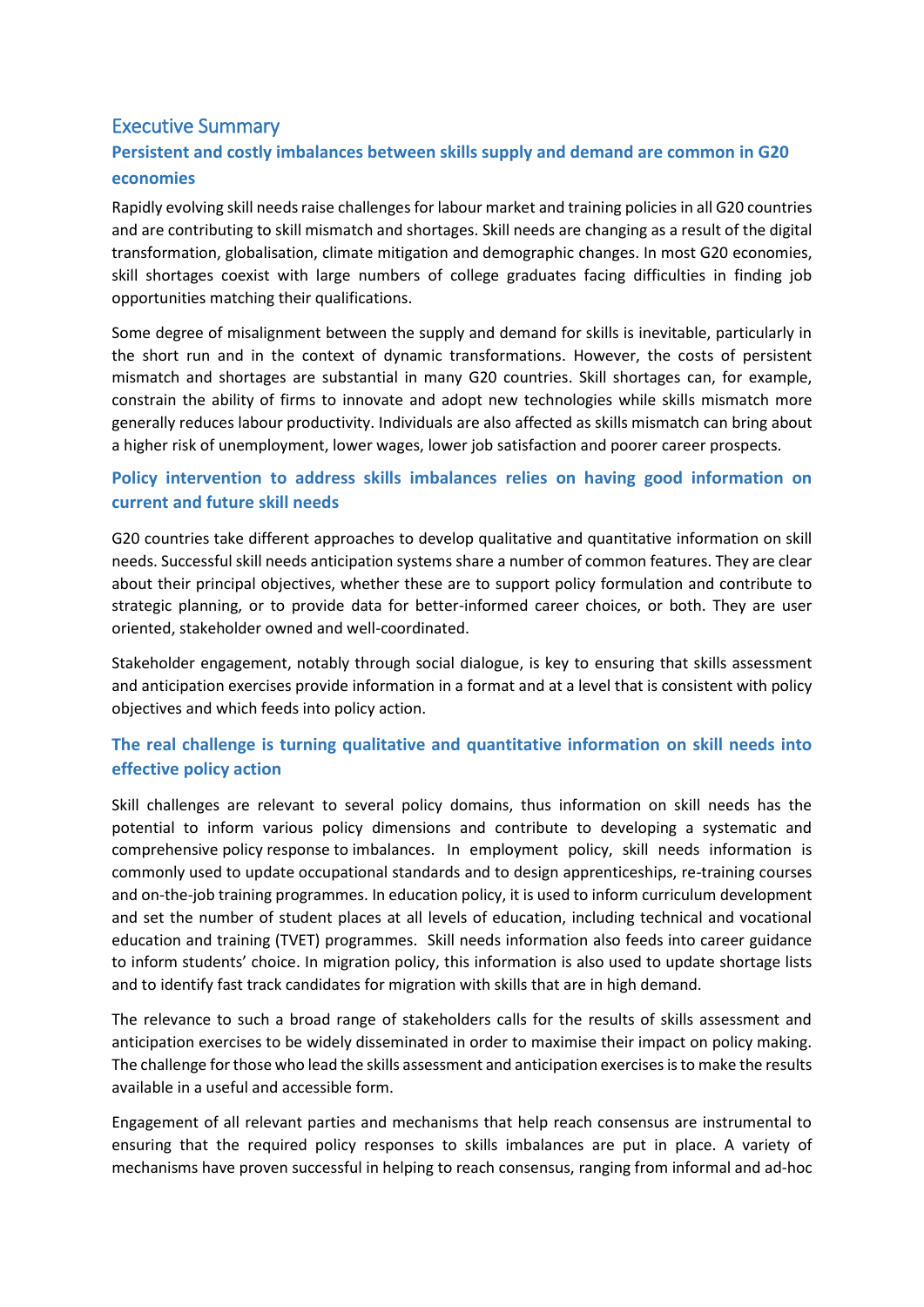# Executive Summary

## Persistent and costly imbalances between skills supply and demand are common in G20 economies

Rapidly evolving skill needs raise challenges for labour market and training policies in all G20 countries and are contributing to skill mismatch and shortages. Skill needs are changing as a result of the digital transformation, globalisation, climate mitigation and demographic changes. In most G20 economies, skill shortages coexist with large numbers of college graduates facing difficulties in finding job opportunities matching their qualifications.

Some degree of misalignment between the supply and demand for skills is inevitable, particularly in the short run and in the context of dynamic transformations. However, the costs of persistent mismatch and shortages are substantial in many G20 countries. Skill shortages can, for example, constrain the ability of firms to innovate and adopt new technologies while skills mismatch more generally reduces labour productivity. Individuals are also affected as skills mismatch can bring about a higher risk of unemployment, lower wages, lower job satisfaction and poorer career prospects.

## Policy intervention to address skills imbalances relies on having good information on current and future skill needs

G20 countries take different approaches to develop qualitative and quantitative information on skill needs. Successful skill needs anticipation systems share a number of common features. They are clear about their principal objectives, whether these are to support policy formulation and contribute to strategic planning, or to provide data for better-informed career choices, or both. They are user oriented, stakeholder owned and well-coordinated.

Stakeholder engagement, notably through social dialogue, is key to ensuring that skills assessment and anticipation exercises provide information in a format and at a level that is consistent with policy objectives and which feeds into policy action.

## The real challenge is turning qualitative and quantitative information on skill needs into effective policy action

Skill challenges are relevant to several policy domains, thus information on skill needs has the potential to inform various policy dimensions and contribute to developing a systematic and comprehensive policy response to imbalances. In employment policy, skill needs information is commonly used to update occupational standards and to design apprenticeships, re-training courses and on-the-job training programmes. In education policy, it is used to inform curriculum development and set the number of student places at all levels of education, including technical and vocational education and training (TVET) programmes. Skill needs information also feeds into career guidance to inform students' choice. In migration policy, this information is also used to update shortage lists and to identify fast track candidates for migration with skills that are in high demand.

The relevance to such a broad range of stakeholders calls for the results of skills assessment and anticipation exercises to be widely disseminated in order to maximise their impact on policy making. The challenge for those who lead the skills assessment and anticipation exercises is to make the results available in a useful and accessible form.

Engagement of all relevant parties and mechanisms that help reach consensus are instrumental to ensuring that the required policy responses to skills imbalances are put in place. A variety of mechanisms have proven successful in helping to reach consensus, ranging from informal and ad-hoc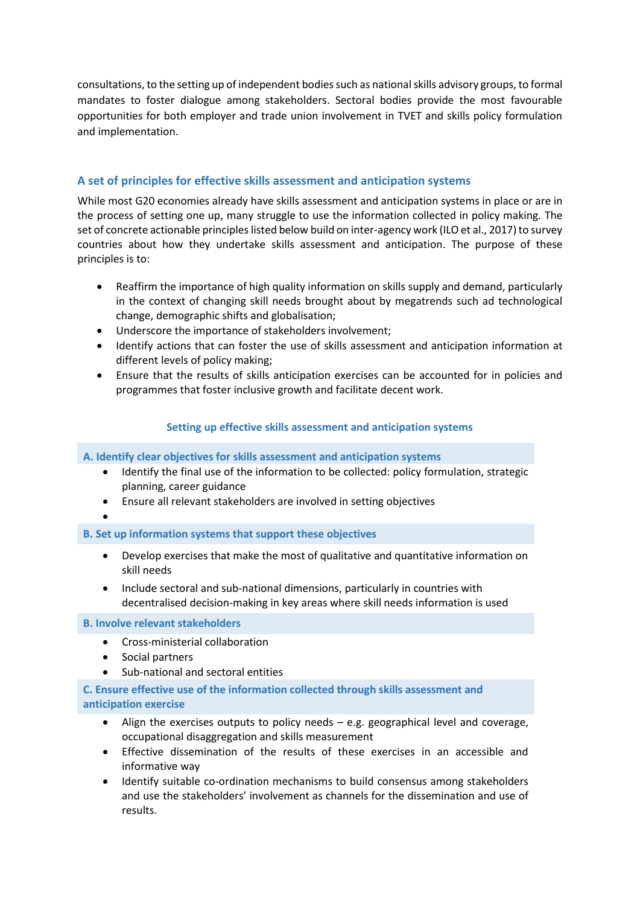consultations, to the setting up of independent bodies such as national skills advisory groups, to formal mandates to foster dialogue among stakeholders. Sectoral bodies provide the most favourable opportunities for both employer and trade union involvement in TVET and skills policy formulation and implementation.

### A set of principles for effective skills assessment and anticipation systems

While most G20 economies already have skills assessment and anticipation systems in place or are in the process of setting one up, many struggle to use the information collected in policy making. The set of concrete actionable principles listed below build on inter-agency work (ILO et al., 2017) to survey countries about how they undertake skills assessment and anticipation. The purpose of these principles is to:

- Reaffirm the importance of high quality information on skills supply and demand, particularly in the context of changing skill needs brought about by megatrends such ad technological change, demographic shifts and globalisation;
- Underscore the importance of stakeholders involvement;
- Identify actions that can foster the use of skills assessment and anticipation information at different levels of policy making;
- Ensure that the results of skills anticipation exercises can be accounted for in policies and programmes that foster inclusive growth and facilitate decent work.

#### Setting up effective skills assessment and anticipation systems

**A. Identify clear objectives for skills assessment and anticipation systems**

- Identify the final use of the information to be collected: policy formulation, strategic planning, career guidance
- Ensure all relevant stakeholders are involved in setting objectives
- 

**B. Set up information systems that support these objectives**

- Develop exercises that make the most of qualitative and quantitative information on skill needs
- Include sectoral and sub-national dimensions, particularly in countries with decentralised decision-making in key areas where skill needs information is used

**B. Involve relevant stakeholders**

- Cross-ministerial collaboration
- Social partners
- Sub-national and sectoral entities

**C. Ensure effective use of the information collected through skills assessment and anticipation exercise**

- Align the exercises outputs to policy needs – e.g. geographical level and coverage, occupational disaggregation and skills measurement
- Effective dissemination of the results of these exercises in an accessible and informative way
- Identify suitable co-ordination mechanisms to build consensus among stakeholders and use the stakeholders' involvement as channels for the dissemination and use of results.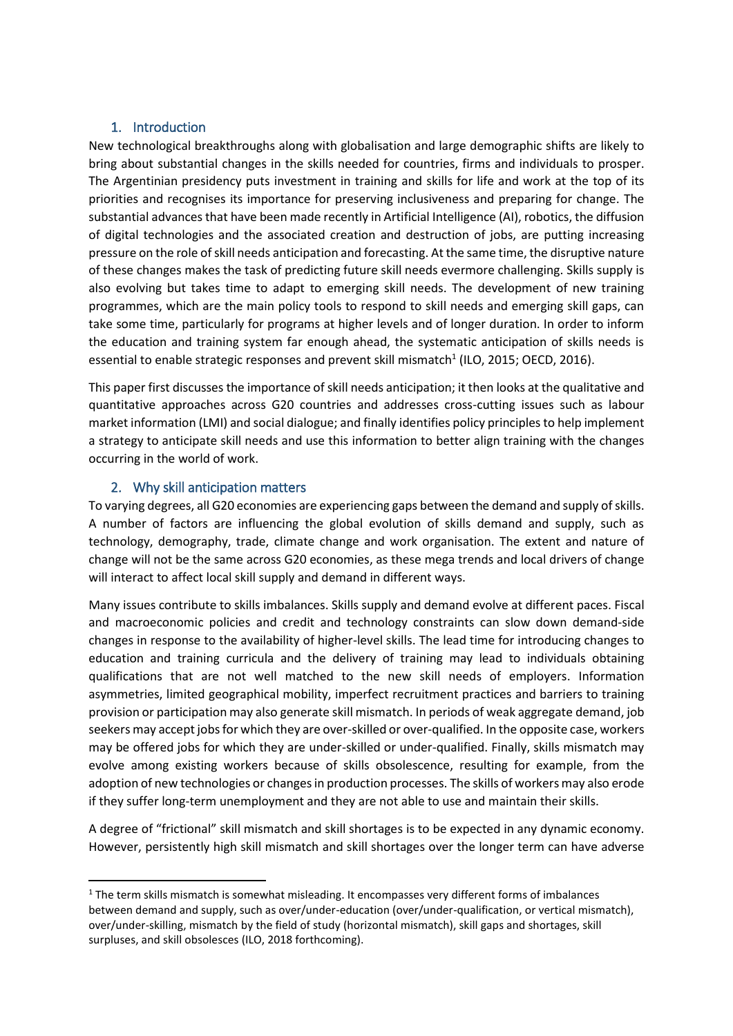## 1. Introduction

New technological breakthroughs along with globalisation and large demographic shifts are likely to bring about substantial changes in the skills needed for countries, firms and individuals to prosper. The Argentinian presidency puts investment in training and skills for life and work at the top of its priorities and recognises its importance for preserving inclusiveness and preparing for change. The substantial advances that have been made recently in Artificial Intelligence (AI), robotics, the diffusion of digital technologies and the associated creation and destruction of jobs, are putting increasing pressure on the role of skill needs anticipation and forecasting. At the same time, the disruptive nature of these changes makes the task of predicting future skill needs evermore challenging. Skills supply is also evolving but takes time to adapt to emerging skill needs. The development of new training programmes, which are the main policy tools to respond to skill needs and emerging skill gaps, can take some time, particularly for programs at higher levels and of longer duration. In order to inform the education and training system far enough ahead, the systematic anticipation of skills needs is essential to enable strategic responses and prevent skill mismatch[1] (ILO, 2015; OECD, 2016).

This paper first discusses the importance of skill needs anticipation; it then looks at the qualitative and quantitative approaches across G20 countries and addresses cross-cutting issues such as labour market information (LMI) and social dialogue; and finally identifies policy principles to help implement a strategy to anticipate skill needs and use this information to better align training with the changes occurring in the world of work.

## 2. Why skill anticipation matters

To varying degrees, all G20 economies are experiencing gaps between the demand and supply of skills. A number of factors are influencing the global evolution of skills demand and supply, such as technology, demography, trade, climate change and work organisation. The extent and nature of change will not be the same across G20 economies, as these mega trends and local drivers of change will interact to affect local skill supply and demand in different ways.

Many issues contribute to skills imbalances. Skills supply and demand evolve at different paces. Fiscal and macroeconomic policies and credit and technology constraints can slow down demand-side changes in response to the availability of higher-level skills. The lead time for introducing changes to education and training curricula and the delivery of training may lead to individuals obtaining qualifications that are not well matched to the new skill needs of employers. Information asymmetries, limited geographical mobility, imperfect recruitment practices and barriers to training provision or participation may also generate skill mismatch. In periods of weak aggregate demand, job seekers may accept jobs for which they are over-skilled or over-qualified. In the opposite case, workers may be offered jobs for which they are under-skilled or under-qualified. Finally, skills mismatch may evolve among existing workers because of skills obsolescence, resulting for example, from the adoption of new technologies or changes in production processes. The skills of workers may also erode if they suffer long-term unemployment and they are not able to use and maintain their skills.

A degree of "frictional" skill mismatch and skill shortages is to be expected in any dynamic economy. However, persistently high skill mismatch and skill shortages over the longer term can have adverse

---

[1] The term skills mismatch is somewhat misleading. It encompasses very different forms of imbalances between demand and supply, such as over/under-education (over/under-qualification, or vertical mismatch), over/under-skilling, mismatch by the field of study (horizontal mismatch), skill gaps and shortages, skill surpluses, and skill obsolesces (ILO, 2018 forthcoming).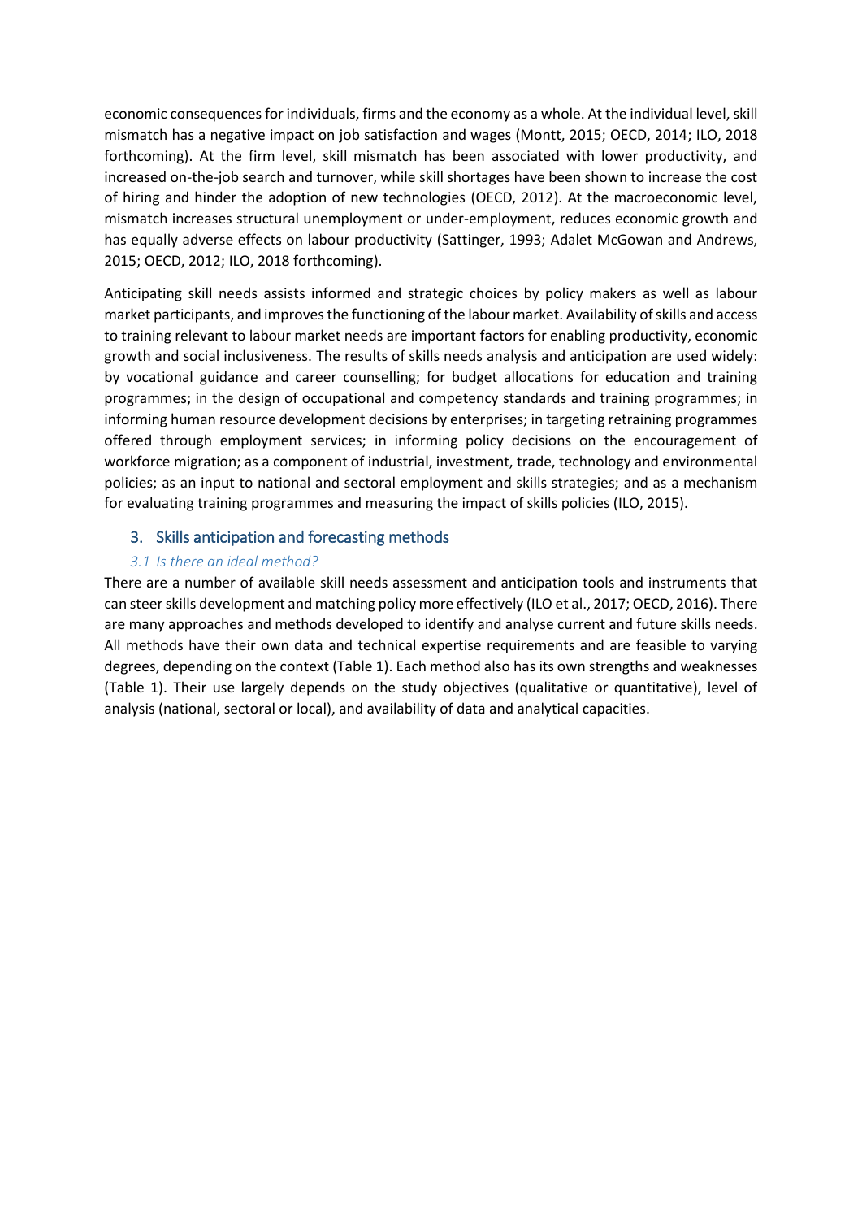economic consequences for individuals, firms and the economy as a whole. At the individual level, skill mismatch has a negative impact on job satisfaction and wages (Montt, 2015; OECD, 2014; ILO, 2018 forthcoming). At the firm level, skill mismatch has been associated with lower productivity, and increased on-the-job search and turnover, while skill shortages have been shown to increase the cost of hiring and hinder the adoption of new technologies (OECD, 2012). At the macroeconomic level, mismatch increases structural unemployment or under-employment, reduces economic growth and has equally adverse effects on labour productivity (Sattinger, 1993; Adalet McGowan and Andrews, 2015; OECD, 2012; ILO, 2018 forthcoming).

Anticipating skill needs assists informed and strategic choices by policy makers as well as labour market participants, and improves the functioning of the labour market. Availability of skills and access to training relevant to labour market needs are important factors for enabling productivity, economic growth and social inclusiveness. The results of skills needs analysis and anticipation are used widely: by vocational guidance and career counselling; for budget allocations for education and training programmes; in the design of occupational and competency standards and training programmes; in informing human resource development decisions by enterprises; in targeting retraining programmes offered through employment services; in informing policy decisions on the encouragement of workforce migration; as a component of industrial, investment, trade, technology and environmental policies; as an input to national and sectoral employment and skills strategies; and as a mechanism for evaluating training programmes and measuring the impact of skills policies (ILO, 2015).

## 3. Skills anticipation and forecasting methods

### *3.1 Is there an ideal method?*

There are a number of available skill needs assessment and anticipation tools and instruments that can steer skills development and matching policy more effectively (ILO et al., 2017; OECD, 2016). There are many approaches and methods developed to identify and analyse current and future skills needs. All methods have their own data and technical expertise requirements and are feasible to varying degrees, depending on the context (Table 1). Each method also has its own strengths and weaknesses (Table 1). Their use largely depends on the study objectives (qualitative or quantitative), level of analysis (national, sectoral or local), and availability of data and analytical capacities.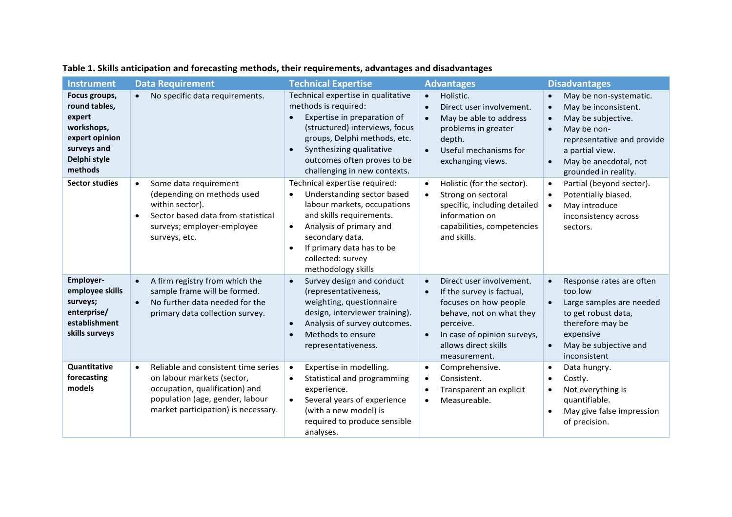**Table 1. Skills anticipation and forecasting methods, their requirements, advantages and disadvantages**

| Instrument | Data Requirement | Technical Expertise | Advantages | Disadvantages |
|---|---|---|---|---|
| **Focus groups, round tables, expert workshops, expert opinion surveys and Delphi style methods** | • No specific data requirements. | Technical expertise in qualitative methods is required:<br>• Expertise in preparation of (structured) interviews, focus groups, Delphi methods, etc.<br>• Synthesizing qualitative outcomes often proves to be challenging in new contexts. | • Holistic.<br>• Direct user involvement.<br>• May be able to address problems in greater depth.<br>• Useful mechanisms for exchanging views. | • May be non-systematic.<br>• May be inconsistent.<br>• May be subjective.<br>• May be non-representative and provide a partial view.<br>• May be anecdotal, not grounded in reality. |
| **Sector studies** | • Some data requirement (depending on methods used within sector).<br>• Sector based data from statistical surveys; employer-employee surveys, etc. | Technical expertise required:<br>• Understanding sector based labour markets, occupations and skills requirements.<br>• Analysis of primary and secondary data.<br>• If primary data has to be collected: survey methodology skills | • Holistic (for the sector).<br>• Strong on sectoral specific, including detailed information on capabilities, competencies and skills. | • Partial (beyond sector).<br>• Potentially biased.<br>• May introduce inconsistency across sectors. |
| **Employer-employee skills surveys; enterprise/ establishment skills surveys** | • A firm registry from which the sample frame will be formed.<br>• No further data needed for the primary data collection survey. | • Survey design and conduct (representativeness, weighting, questionnaire design, interviewer training).<br>• Analysis of survey outcomes.<br>• Methods to ensure representativeness. | • Direct user involvement.<br>• If the survey is factual, focuses on how people behave, not on what they perceive.<br>• In case of opinion surveys, allows direct skills measurement. | • Response rates are often too low<br>• Large samples are needed to get robust data, therefore may be expensive<br>• May be subjective and inconsistent |
| **Quantitative forecasting models** | • Reliable and consistent time series on labour markets (sector, occupation, qualification) and population (age, gender, labour market participation) is necessary. | • Expertise in modelling.<br>• Statistical and programming experience.<br>• Several years of experience (with a new model) is required to produce sensible analyses. | • Comprehensive.<br>• Consistent.<br>• Transparent an explicit<br>• Measureable. | • Data hungry.<br>• Costly.<br>• Not everything is quantifiable.<br>• May give false impression of precision. |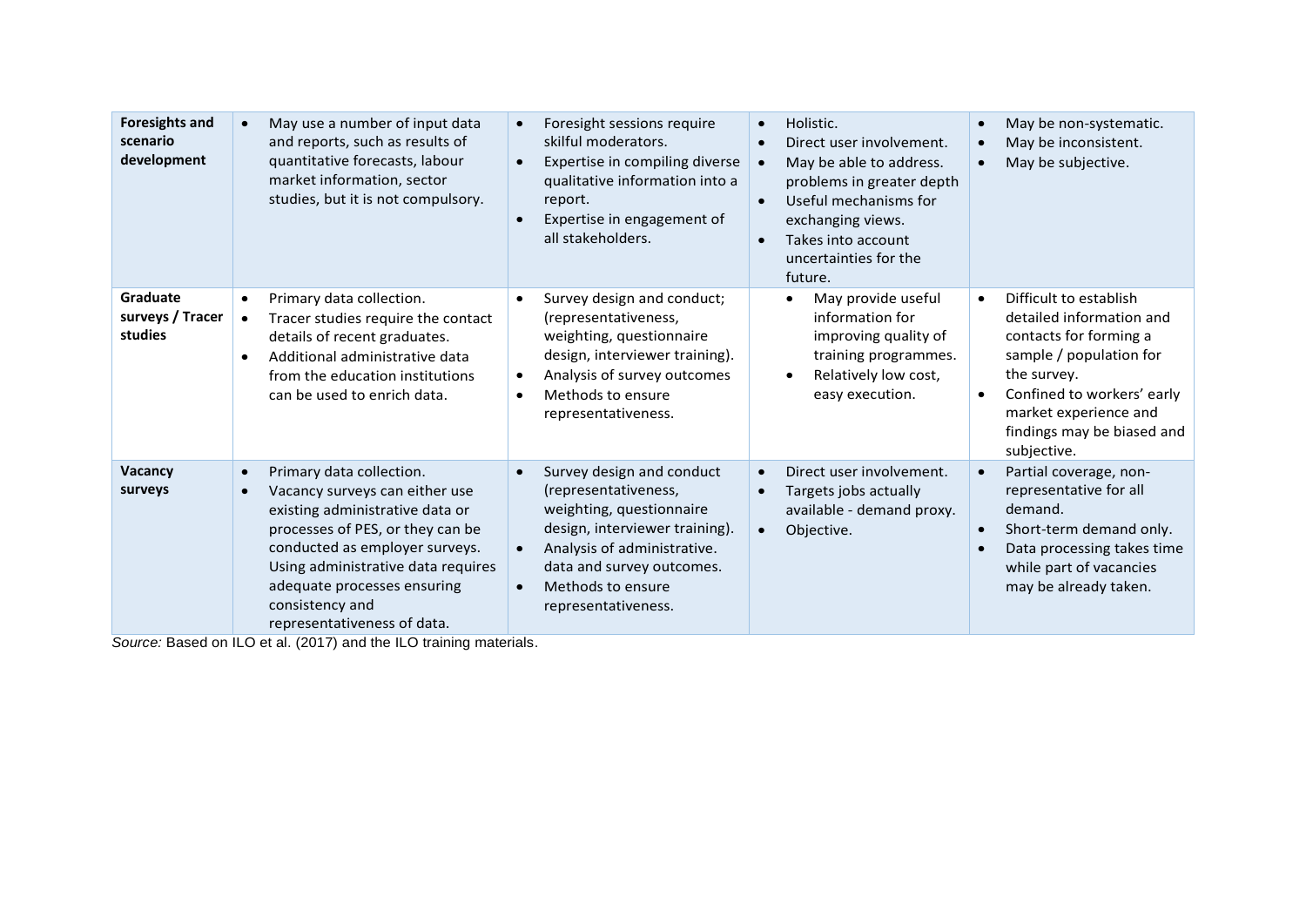| | | | | |
|---|---|---|---|---|
| **Foresights and scenario development** | • May use a number of input data and reports, such as results of quantitative forecasts, labour market information, sector studies, but it is not compulsory. | • Foresight sessions require skilful moderators.<br>• Expertise in compiling diverse qualitative information into a report.<br>• Expertise in engagement of all stakeholders. | • Holistic.<br>• Direct user involvement.<br>• May be able to address. problems in greater depth<br>• Useful mechanisms for exchanging views.<br>• Takes into account uncertainties for the future. | • May be non-systematic.<br>• May be inconsistent.<br>• May be subjective. |
| **Graduate surveys / Tracer studies** | • Primary data collection.<br>• Tracer studies require the contact details of recent graduates.<br>• Additional administrative data from the education institutions can be used to enrich data. | • Survey design and conduct; (representativeness, weighting, questionnaire design, interviewer training).<br>• Analysis of survey outcomes<br>• Methods to ensure representativeness. | • May provide useful information for improving quality of training programmes.<br>• Relatively low cost, easy execution. | • Difficult to establish detailed information and contacts for forming a sample / population for the survey.<br>• Confined to workers' early market experience and findings may be biased and subjective. |
| **Vacancy surveys** | • Primary data collection.<br>• Vacancy surveys can either use existing administrative data or processes of PES, or they can be conducted as employer surveys. Using administrative data requires adequate processes ensuring consistency and representativeness of data. | • Survey design and conduct (representativeness, weighting, questionnaire design, interviewer training).<br>• Analysis of administrative. data and survey outcomes.<br>• Methods to ensure representativeness. | • Direct user involvement.<br>• Targets jobs actually available - demand proxy.<br>• Objective. | • Partial coverage, non-representative for all demand.<br>• Short-term demand only.<br>• Data processing takes time while part of vacancies may be already taken. |

*Source:* Based on ILO et al. (2017) and the ILO training materials.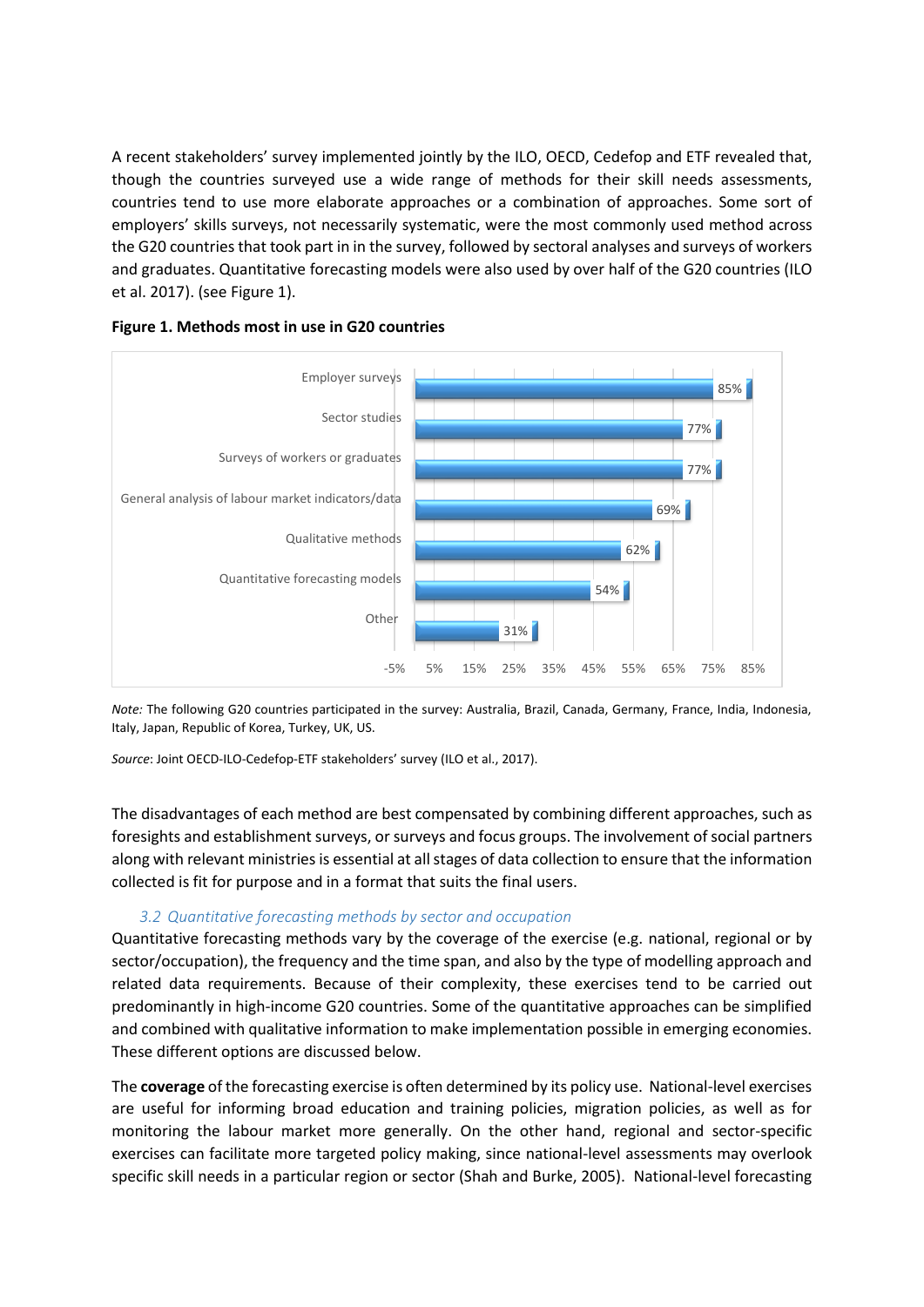A recent stakeholders' survey implemented jointly by the ILO, OECD, Cedefop and ETF revealed that, though the countries surveyed use a wide range of methods for their skill needs assessments, countries tend to use more elaborate approaches or a combination of approaches. Some sort of employers' skills surveys, not necessarily systematic, were the most commonly used method across the G20 countries that took part in in the survey, followed by sectoral analyses and surveys of workers and graduates. Quantitative forecasting models were also used by over half of the G20 countries (ILO et al. 2017). (see Figure 1).

**Figure 1. Methods most in use in G20 countries**

| Method | Share |
| --- | --- |
| Employer surveys | 85% |
| Sector studies | 77% |
| Surveys of workers or graduates | 77% |
| General analysis of labour market indicators/data | 69% |
| Qualitative methods | 62% |
| Quantitative forecasting models | 54% |
| Other | 31% |

*Note:* The following G20 countries participated in the survey: Australia, Brazil, Canada, Germany, France, India, Indonesia, Italy, Japan, Republic of Korea, Turkey, UK, US.

*Source*: Joint OECD-ILO-Cedefop-ETF stakeholders' survey (ILO et al., 2017).

The disadvantages of each method are best compensated by combining different approaches, such as foresights and establishment surveys, or surveys and focus groups. The involvement of social partners along with relevant ministries is essential at all stages of data collection to ensure that the information collected is fit for purpose and in a format that suits the final users.

### *3.2 Quantitative forecasting methods by sector and occupation*

Quantitative forecasting methods vary by the coverage of the exercise (e.g. national, regional or by sector/occupation), the frequency and the time span, and also by the type of modelling approach and related data requirements. Because of their complexity, these exercises tend to be carried out predominantly in high-income G20 countries. Some of the quantitative approaches can be simplified and combined with qualitative information to make implementation possible in emerging economies. These different options are discussed below.

The **coverage** of the forecasting exercise is often determined by its policy use. National-level exercises are useful for informing broad education and training policies, migration policies, as well as for monitoring the labour market more generally. On the other hand, regional and sector-specific exercises can facilitate more targeted policy making, since national-level assessments may overlook specific skill needs in a particular region or sector (Shah and Burke, 2005). National-level forecasting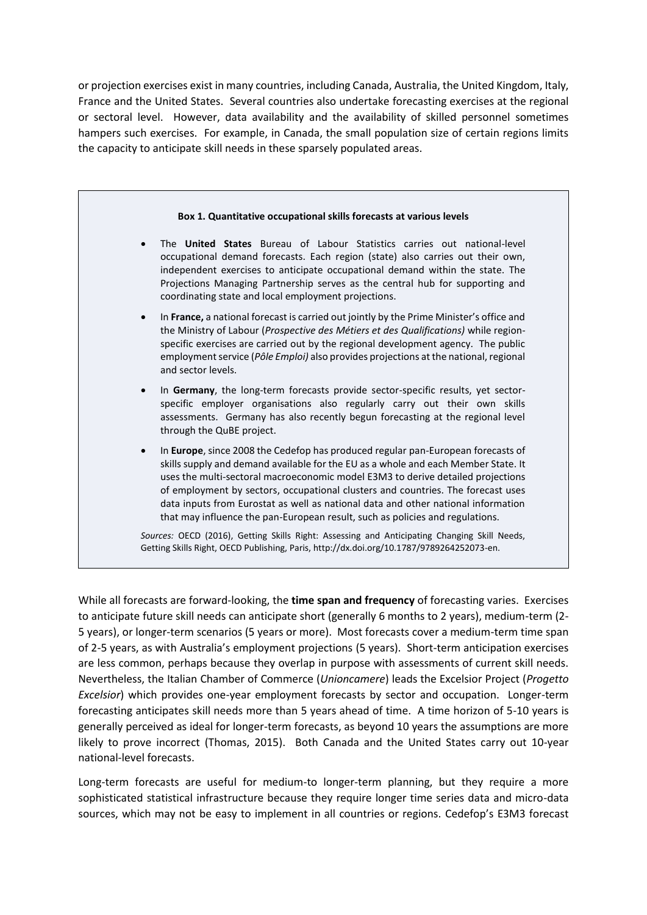or projection exercises exist in many countries, including Canada, Australia, the United Kingdom, Italy, France and the United States. Several countries also undertake forecasting exercises at the regional or sectoral level. However, data availability and the availability of skilled personnel sometimes hampers such exercises. For example, in Canada, the small population size of certain regions limits the capacity to anticipate skill needs in these sparsely populated areas.

**Box 1. Quantitative occupational skills forecasts at various levels**

- The **United States** Bureau of Labour Statistics carries out national-level occupational demand forecasts. Each region (state) also carries out their own, independent exercises to anticipate occupational demand within the state. The Projections Managing Partnership serves as the central hub for supporting and coordinating state and local employment projections.
- In **France,** a national forecast is carried out jointly by the Prime Minister's office and the Ministry of Labour (*Prospective des Métiers et des Qualifications)* while region-specific exercises are carried out by the regional development agency. The public employment service (*Pôle Emploi)* also provides projections at the national, regional and sector levels.
- In **Germany**, the long-term forecasts provide sector-specific results, yet sector-specific employer organisations also regularly carry out their own skills assessments. Germany has also recently begun forecasting at the regional level through the QuBE project.
- In **Europe**, since 2008 the Cedefop has produced regular pan-European forecasts of skills supply and demand available for the EU as a whole and each Member State. It uses the multi-sectoral macroeconomic model E3M3 to derive detailed projections of employment by sectors, occupational clusters and countries. The forecast uses data inputs from Eurostat as well as national data and other national information that may influence the pan-European result, such as policies and regulations.

*Sources:* OECD (2016), Getting Skills Right: Assessing and Anticipating Changing Skill Needs, Getting Skills Right, OECD Publishing, Paris, http://dx.doi.org/10.1787/9789264252073-en.

While all forecasts are forward-looking, the **time span and frequency** of forecasting varies. Exercises to anticipate future skill needs can anticipate short (generally 6 months to 2 years), medium-term (2-5 years), or longer-term scenarios (5 years or more). Most forecasts cover a medium-term time span of 2-5 years, as with Australia's employment projections (5 years). Short-term anticipation exercises are less common, perhaps because they overlap in purpose with assessments of current skill needs. Nevertheless, the Italian Chamber of Commerce (*Unioncamere*) leads the Excelsior Project (*Progetto Excelsior*) which provides one-year employment forecasts by sector and occupation. Longer-term forecasting anticipates skill needs more than 5 years ahead of time. A time horizon of 5-10 years is generally perceived as ideal for longer-term forecasts, as beyond 10 years the assumptions are more likely to prove incorrect (Thomas, 2015). Both Canada and the United States carry out 10-year national-level forecasts.

Long-term forecasts are useful for medium-to longer-term planning, but they require a more sophisticated statistical infrastructure because they require longer time series data and micro-data sources, which may not be easy to implement in all countries or regions. Cedefop's E3M3 forecast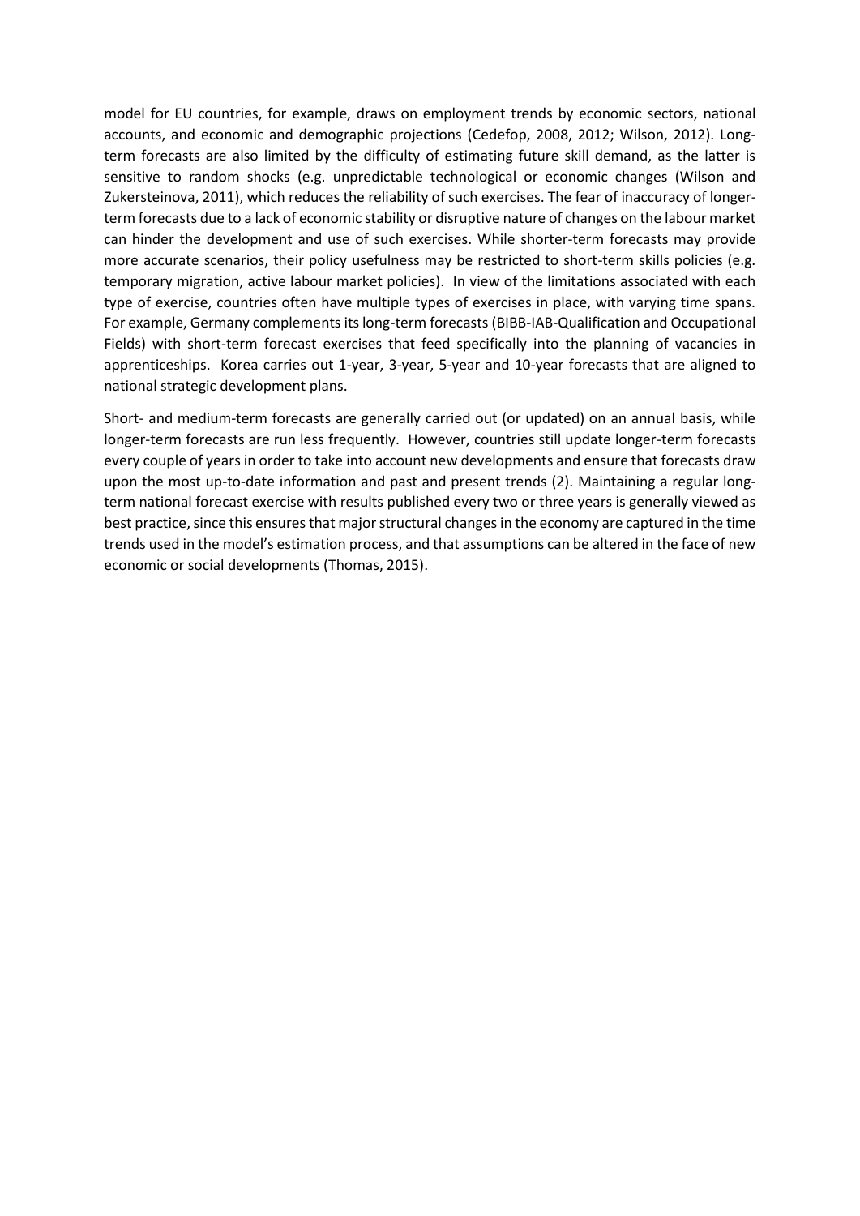model for EU countries, for example, draws on employment trends by economic sectors, national accounts, and economic and demographic projections (Cedefop, 2008, 2012; Wilson, 2012). Long-term forecasts are also limited by the difficulty of estimating future skill demand, as the latter is sensitive to random shocks (e.g. unpredictable technological or economic changes (Wilson and Zukersteinova, 2011), which reduces the reliability of such exercises. The fear of inaccuracy of longer-term forecasts due to a lack of economic stability or disruptive nature of changes on the labour market can hinder the development and use of such exercises. While shorter-term forecasts may provide more accurate scenarios, their policy usefulness may be restricted to short-term skills policies (e.g. temporary migration, active labour market policies). In view of the limitations associated with each type of exercise, countries often have multiple types of exercises in place, with varying time spans. For example, Germany complements its long-term forecasts (BIBB-IAB-Qualification and Occupational Fields) with short-term forecast exercises that feed specifically into the planning of vacancies in apprenticeships. Korea carries out 1-year, 3-year, 5-year and 10-year forecasts that are aligned to national strategic development plans.

Short- and medium-term forecasts are generally carried out (or updated) on an annual basis, while longer-term forecasts are run less frequently. However, countries still update longer-term forecasts every couple of years in order to take into account new developments and ensure that forecasts draw upon the most up-to-date information and past and present trends (2). Maintaining a regular long-term national forecast exercise with results published every two or three years is generally viewed as best practice, since this ensures that major structural changes in the economy are captured in the time trends used in the model's estimation process, and that assumptions can be altered in the face of new economic or social developments (Thomas, 2015).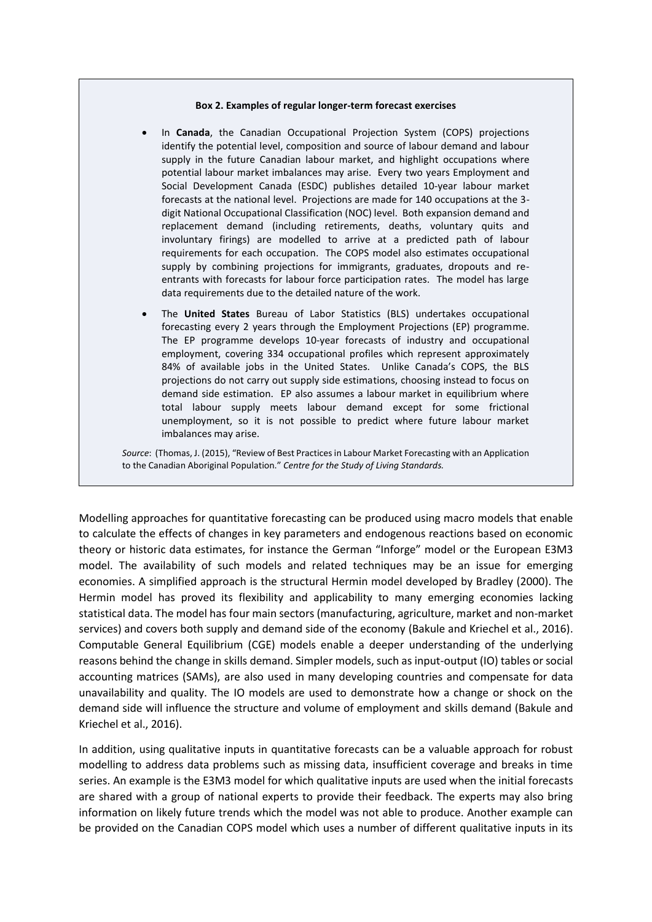**Box 2. Examples of regular longer-term forecast exercises**

- In **Canada**, the Canadian Occupational Projection System (COPS) projections identify the potential level, composition and source of labour demand and labour supply in the future Canadian labour market, and highlight occupations where potential labour market imbalances may arise. Every two years Employment and Social Development Canada (ESDC) publishes detailed 10-year labour market forecasts at the national level. Projections are made for 140 occupations at the 3-digit National Occupational Classification (NOC) level. Both expansion demand and replacement demand (including retirements, deaths, voluntary quits and involuntary firings) are modelled to arrive at a predicted path of labour requirements for each occupation. The COPS model also estimates occupational supply by combining projections for immigrants, graduates, dropouts and re-entrants with forecasts for labour force participation rates. The model has large data requirements due to the detailed nature of the work.
- The **United States** Bureau of Labor Statistics (BLS) undertakes occupational forecasting every 2 years through the Employment Projections (EP) programme. The EP programme develops 10-year forecasts of industry and occupational employment, covering 334 occupational profiles which represent approximately 84% of available jobs in the United States. Unlike Canada's COPS, the BLS projections do not carry out supply side estimations, choosing instead to focus on demand side estimation. EP also assumes a labour market in equilibrium where total labour supply meets labour demand except for some frictional unemployment, so it is not possible to predict where future labour market imbalances may arise.

*Source*: (Thomas, J. (2015), "Review of Best Practices in Labour Market Forecasting with an Application to the Canadian Aboriginal Population." *Centre for the Study of Living Standards.*

Modelling approaches for quantitative forecasting can be produced using macro models that enable to calculate the effects of changes in key parameters and endogenous reactions based on economic theory or historic data estimates, for instance the German "Inforge" model or the European E3M3 model. The availability of such models and related techniques may be an issue for emerging economies. A simplified approach is the structural Hermin model developed by Bradley (2000). The Hermin model has proved its flexibility and applicability to many emerging economies lacking statistical data. The model has four main sectors (manufacturing, agriculture, market and non-market services) and covers both supply and demand side of the economy (Bakule and Kriechel et al., 2016). Computable General Equilibrium (CGE) models enable a deeper understanding of the underlying reasons behind the change in skills demand. Simpler models, such as input-output (IO) tables or social accounting matrices (SAMs), are also used in many developing countries and compensate for data unavailability and quality. The IO models are used to demonstrate how a change or shock on the demand side will influence the structure and volume of employment and skills demand (Bakule and Kriechel et al., 2016).

In addition, using qualitative inputs in quantitative forecasts can be a valuable approach for robust modelling to address data problems such as missing data, insufficient coverage and breaks in time series. An example is the E3M3 model for which qualitative inputs are used when the initial forecasts are shared with a group of national experts to provide their feedback. The experts may also bring information on likely future trends which the model was not able to produce. Another example can be provided on the Canadian COPS model which uses a number of different qualitative inputs in its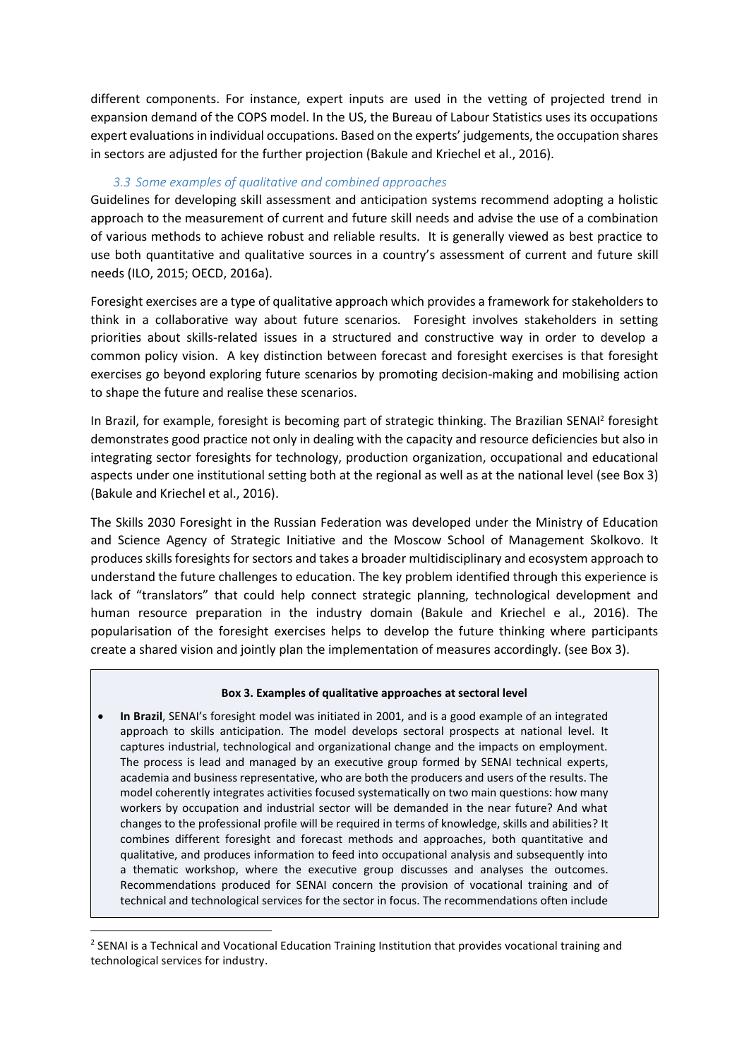different components. For instance, expert inputs are used in the vetting of projected trend in expansion demand of the COPS model. In the US, the Bureau of Labour Statistics uses its occupations expert evaluations in individual occupations. Based on the experts' judgements, the occupation shares in sectors are adjusted for the further projection (Bakule and Kriechel et al., 2016).

### *3.3 Some examples of qualitative and combined approaches*

Guidelines for developing skill assessment and anticipation systems recommend adopting a holistic approach to the measurement of current and future skill needs and advise the use of a combination of various methods to achieve robust and reliable results. It is generally viewed as best practice to use both quantitative and qualitative sources in a country's assessment of current and future skill needs (ILO, 2015; OECD, 2016a).

Foresight exercises are a type of qualitative approach which provides a framework for stakeholders to think in a collaborative way about future scenarios. Foresight involves stakeholders in setting priorities about skills-related issues in a structured and constructive way in order to develop a common policy vision. A key distinction between forecast and foresight exercises is that foresight exercises go beyond exploring future scenarios by promoting decision-making and mobilising action to shape the future and realise these scenarios.

In Brazil, for example, foresight is becoming part of strategic thinking. The Brazilian SENAI[2] foresight demonstrates good practice not only in dealing with the capacity and resource deficiencies but also in integrating sector foresights for technology, production organization, occupational and educational aspects under one institutional setting both at the regional as well as at the national level (see Box 3) (Bakule and Kriechel et al., 2016).

The Skills 2030 Foresight in the Russian Federation was developed under the Ministry of Education and Science Agency of Strategic Initiative and the Moscow School of Management Skolkovo. It produces skills foresights for sectors and takes a broader multidisciplinary and ecosystem approach to understand the future challenges to education. The key problem identified through this experience is lack of "translators" that could help connect strategic planning, technological development and human resource preparation in the industry domain (Bakule and Kriechel e al., 2016). The popularisation of the foresight exercises helps to develop the future thinking where participants create a shared vision and jointly plan the implementation of measures accordingly. (see Box 3).

**Box 3. Examples of qualitative approaches at sectoral level**

- **In Brazil**, SENAI's foresight model was initiated in 2001, and is a good example of an integrated approach to skills anticipation. The model develops sectoral prospects at national level. It captures industrial, technological and organizational change and the impacts on employment. The process is lead and managed by an executive group formed by SENAI technical experts, academia and business representative, who are both the producers and users of the results. The model coherently integrates activities focused systematically on two main questions: how many workers by occupation and industrial sector will be demanded in the near future? And what changes to the professional profile will be required in terms of knowledge, skills and abilities? It combines different foresight and forecast methods and approaches, both quantitative and qualitative, and produces information to feed into occupational analysis and subsequently into a thematic workshop, where the executive group discusses and analyses the outcomes. Recommendations produced for SENAI concern the provision of vocational training and of technical and technological services for the sector in focus. The recommendations often include

[2] SENAI is a Technical and Vocational Education Training Institution that provides vocational training and technological services for industry.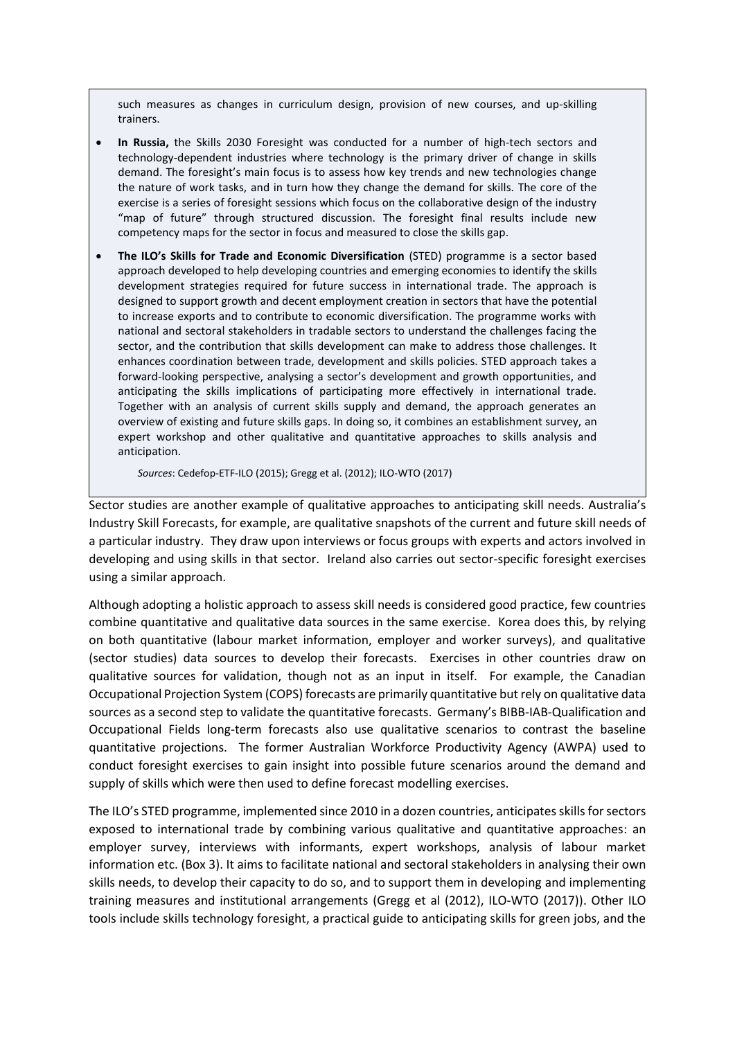such measures as changes in curriculum design, provision of new courses, and up-skilling trainers.

- **In Russia,** the Skills 2030 Foresight was conducted for a number of high-tech sectors and technology-dependent industries where technology is the primary driver of change in skills demand. The foresight's main focus is to assess how key trends and new technologies change the nature of work tasks, and in turn how they change the demand for skills. The core of the exercise is a series of foresight sessions which focus on the collaborative design of the industry "map of future" through structured discussion. The foresight final results include new competency maps for the sector in focus and measured to close the skills gap.
- **The ILO's Skills for Trade and Economic Diversification** (STED) programme is a sector based approach developed to help developing countries and emerging economies to identify the skills development strategies required for future success in international trade. The approach is designed to support growth and decent employment creation in sectors that have the potential to increase exports and to contribute to economic diversification. The programme works with national and sectoral stakeholders in tradable sectors to understand the challenges facing the sector, and the contribution that skills development can make to address those challenges. It enhances coordination between trade, development and skills policies. STED approach takes a forward-looking perspective, analysing a sector's development and growth opportunities, and anticipating the skills implications of participating more effectively in international trade. Together with an analysis of current skills supply and demand, the approach generates an overview of existing and future skills gaps. In doing so, it combines an establishment survey, an expert workshop and other qualitative and quantitative approaches to skills analysis and anticipation.

*Sources*: Cedefop-ETF-ILO (2015); Gregg et al. (2012); ILO-WTO (2017)

Sector studies are another example of qualitative approaches to anticipating skill needs. Australia's Industry Skill Forecasts, for example, are qualitative snapshots of the current and future skill needs of a particular industry. They draw upon interviews or focus groups with experts and actors involved in developing and using skills in that sector. Ireland also carries out sector-specific foresight exercises using a similar approach.

Although adopting a holistic approach to assess skill needs is considered good practice, few countries combine quantitative and qualitative data sources in the same exercise. Korea does this, by relying on both quantitative (labour market information, employer and worker surveys), and qualitative (sector studies) data sources to develop their forecasts. Exercises in other countries draw on qualitative sources for validation, though not as an input in itself. For example, the Canadian Occupational Projection System (COPS) forecasts are primarily quantitative but rely on qualitative data sources as a second step to validate the quantitative forecasts. Germany's BIBB-IAB-Qualification and Occupational Fields long-term forecasts also use qualitative scenarios to contrast the baseline quantitative projections. The former Australian Workforce Productivity Agency (AWPA) used to conduct foresight exercises to gain insight into possible future scenarios around the demand and supply of skills which were then used to define forecast modelling exercises.

The ILO's STED programme, implemented since 2010 in a dozen countries, anticipates skills for sectors exposed to international trade by combining various qualitative and quantitative approaches: an employer survey, interviews with informants, expert workshops, analysis of labour market information etc. (Box 3). It aims to facilitate national and sectoral stakeholders in analysing their own skills needs, to develop their capacity to do so, and to support them in developing and implementing training measures and institutional arrangements (Gregg et al (2012), ILO-WTO (2017)). Other ILO tools include skills technology foresight, a practical guide to anticipating skills for green jobs, and the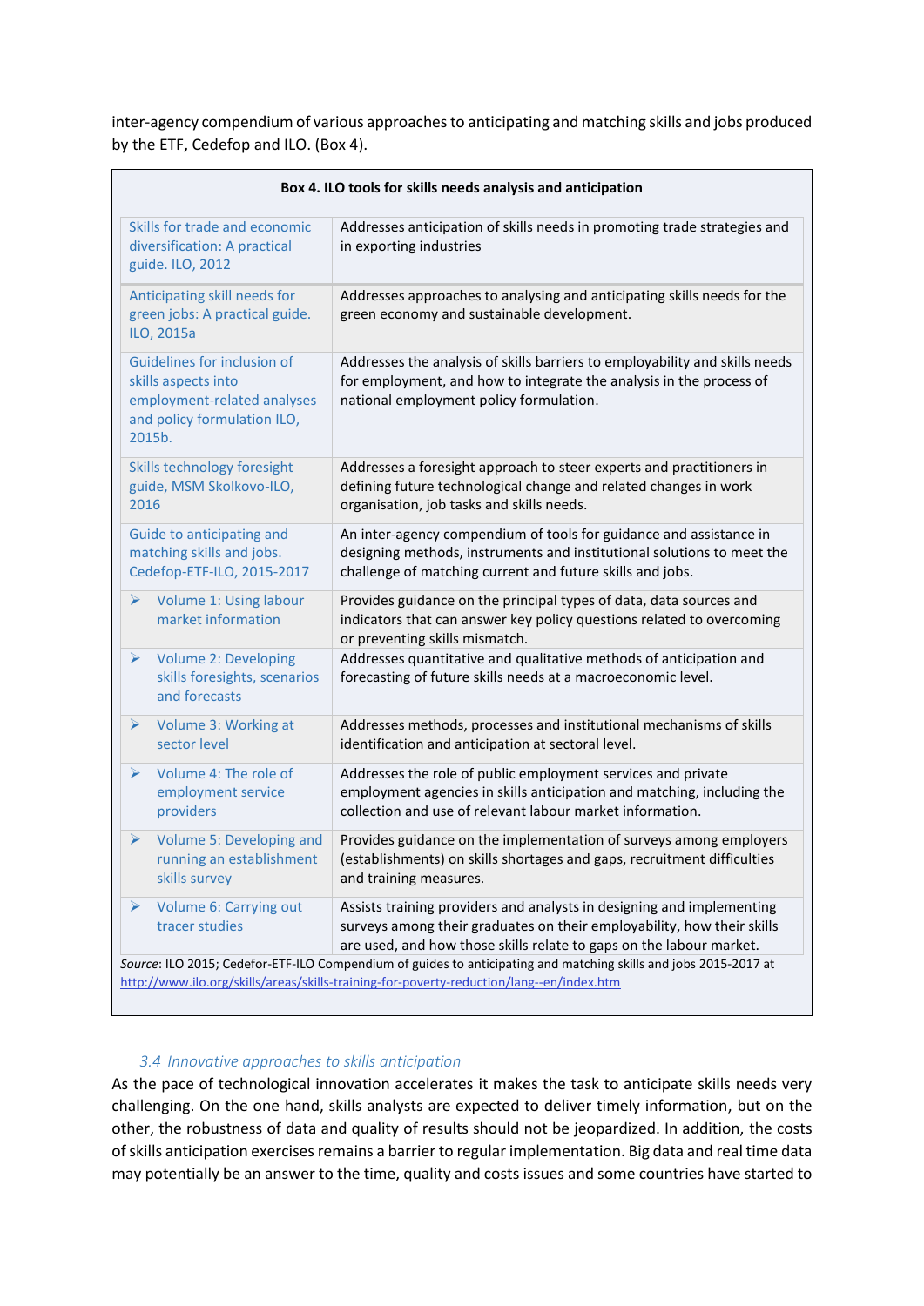inter-agency compendium of various approaches to anticipating and matching skills and jobs produced by the ETF, Cedefop and ILO. (Box 4).

**Box 4. ILO tools for skills needs analysis and anticipation**

| | |
|---|---|
| Skills for trade and economic diversification: A practical guide. ILO, 2012 | Addresses anticipation of skills needs in promoting trade strategies and in exporting industries |
| Anticipating skill needs for green jobs: A practical guide. ILO, 2015a | Addresses approaches to analysing and anticipating skills needs for the green economy and sustainable development. |
| Guidelines for inclusion of skills aspects into employment-related analyses and policy formulation ILO, 2015b. | Addresses the analysis of skills barriers to employability and skills needs for employment, and how to integrate the analysis in the process of national employment policy formulation. |
| Skills technology foresight guide, MSM Skolkovo-ILO, 2016 | Addresses a foresight approach to steer experts and practitioners in defining future technological change and related changes in work organisation, job tasks and skills needs. |
| Guide to anticipating and matching skills and jobs. Cedefop-ETF-ILO, 2015-2017 | An inter-agency compendium of tools for guidance and assistance in designing methods, instruments and institutional solutions to meet the challenge of matching current and future skills and jobs. |
| ➢ Volume 1: Using labour market information | Provides guidance on the principal types of data, data sources and indicators that can answer key policy questions related to overcoming or preventing skills mismatch. |
| ➢ Volume 2: Developing skills foresights, scenarios and forecasts | Addresses quantitative and qualitative methods of anticipation and forecasting of future skills needs at a macroeconomic level. |
| ➢ Volume 3: Working at sector level | Addresses methods, processes and institutional mechanisms of skills identification and anticipation at sectoral level. |
| ➢ Volume 4: The role of employment service providers | Addresses the role of public employment services and private employment agencies in skills anticipation and matching, including the collection and use of relevant labour market information. |
| ➢ Volume 5: Developing and running an establishment skills survey | Provides guidance on the implementation of surveys among employers (establishments) on skills shortages and gaps, recruitment difficulties and training measures. |
| ➢ Volume 6: Carrying out tracer studies | Assists training providers and analysts in designing and implementing surveys among their graduates on their employability, how their skills are used, and how those skills relate to gaps on the labour market. |

*Source*: ILO 2015; Cedefor-ETF-ILO Compendium of guides to anticipating and matching skills and jobs 2015-2017 at http://www.ilo.org/skills/areas/skills-training-for-poverty-reduction/lang--en/index.htm

### 3.4 Innovative approaches to skills anticipation

As the pace of technological innovation accelerates it makes the task to anticipate skills needs very challenging. On the one hand, skills analysts are expected to deliver timely information, but on the other, the robustness of data and quality of results should not be jeopardized. In addition, the costs of skills anticipation exercises remains a barrier to regular implementation. Big data and real time data may potentially be an answer to the time, quality and costs issues and some countries have started to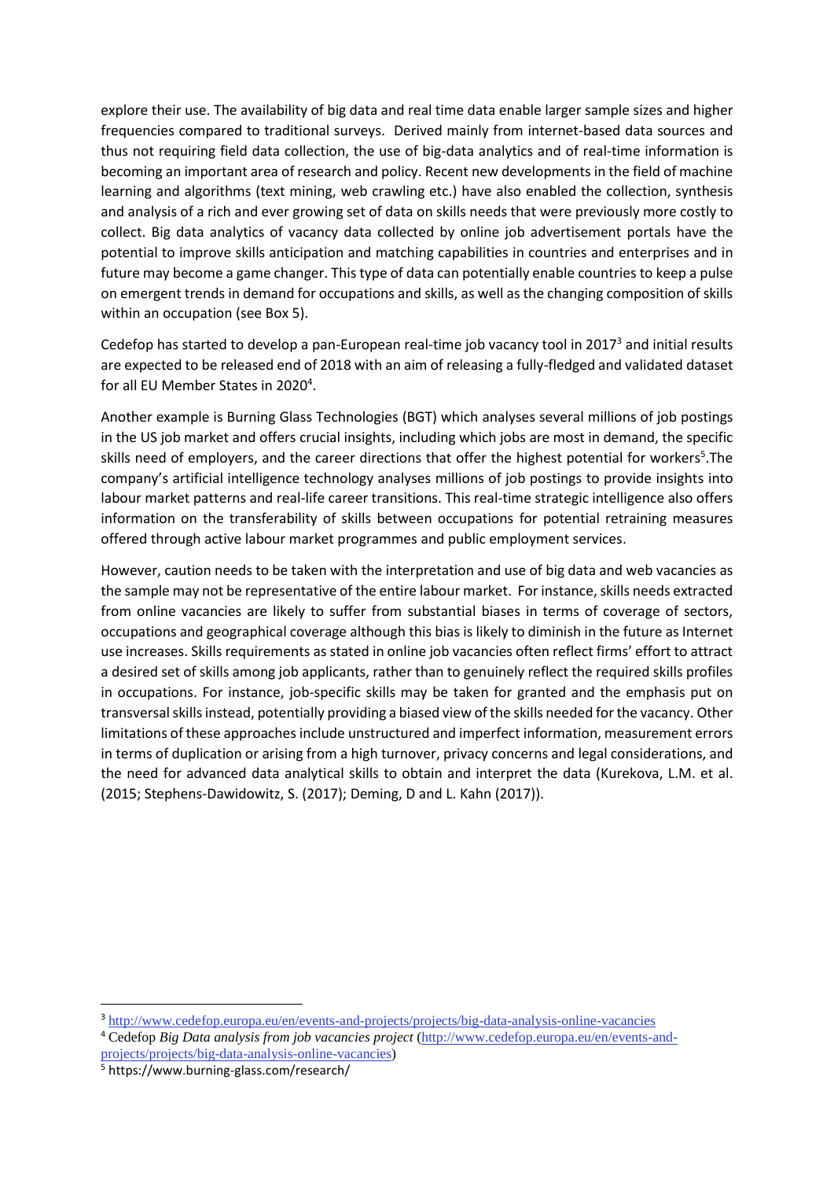explore their use. The availability of big data and real time data enable larger sample sizes and higher frequencies compared to traditional surveys. Derived mainly from internet-based data sources and thus not requiring field data collection, the use of big-data analytics and of real-time information is becoming an important area of research and policy. Recent new developments in the field of machine learning and algorithms (text mining, web crawling etc.) have also enabled the collection, synthesis and analysis of a rich and ever growing set of data on skills needs that were previously more costly to collect. Big data analytics of vacancy data collected by online job advertisement portals have the potential to improve skills anticipation and matching capabilities in countries and enterprises and in future may become a game changer. This type of data can potentially enable countries to keep a pulse on emergent trends in demand for occupations and skills, as well as the changing composition of skills within an occupation (see Box 5).

Cedefop has started to develop a pan-European real-time job vacancy tool in 2017[3] and initial results are expected to be released end of 2018 with an aim of releasing a fully-fledged and validated dataset for all EU Member States in 2020[4].

Another example is Burning Glass Technologies (BGT) which analyses several millions of job postings in the US job market and offers crucial insights, including which jobs are most in demand, the specific skills need of employers, and the career directions that offer the highest potential for workers[5].The company's artificial intelligence technology analyses millions of job postings to provide insights into labour market patterns and real-life career transitions. This real-time strategic intelligence also offers information on the transferability of skills between occupations for potential retraining measures offered through active labour market programmes and public employment services.

However, caution needs to be taken with the interpretation and use of big data and web vacancies as the sample may not be representative of the entire labour market. For instance, skills needs extracted from online vacancies are likely to suffer from substantial biases in terms of coverage of sectors, occupations and geographical coverage although this bias is likely to diminish in the future as Internet use increases. Skills requirements as stated in online job vacancies often reflect firms' effort to attract a desired set of skills among job applicants, rather than to genuinely reflect the required skills profiles in occupations. For instance, job-specific skills may be taken for granted and the emphasis put on transversal skills instead, potentially providing a biased view of the skills needed for the vacancy. Other limitations of these approaches include unstructured and imperfect information, measurement errors in terms of duplication or arising from a high turnover, privacy concerns and legal considerations, and the need for advanced data analytical skills to obtain and interpret the data (Kurekova, L.M. et al. (2015; Stephens-Dawidowitz, S. (2017); Deming, D and L. Kahn (2017)).

---

[3] http://www.cedefop.europa.eu/en/events-and-projects/projects/big-data-analysis-online-vacancies

[4] Cedefop *Big Data analysis from job vacancies project* (http://www.cedefop.europa.eu/en/events-and-projects/projects/big-data-analysis-online-vacancies)

[5] https://www.burning-glass.com/research/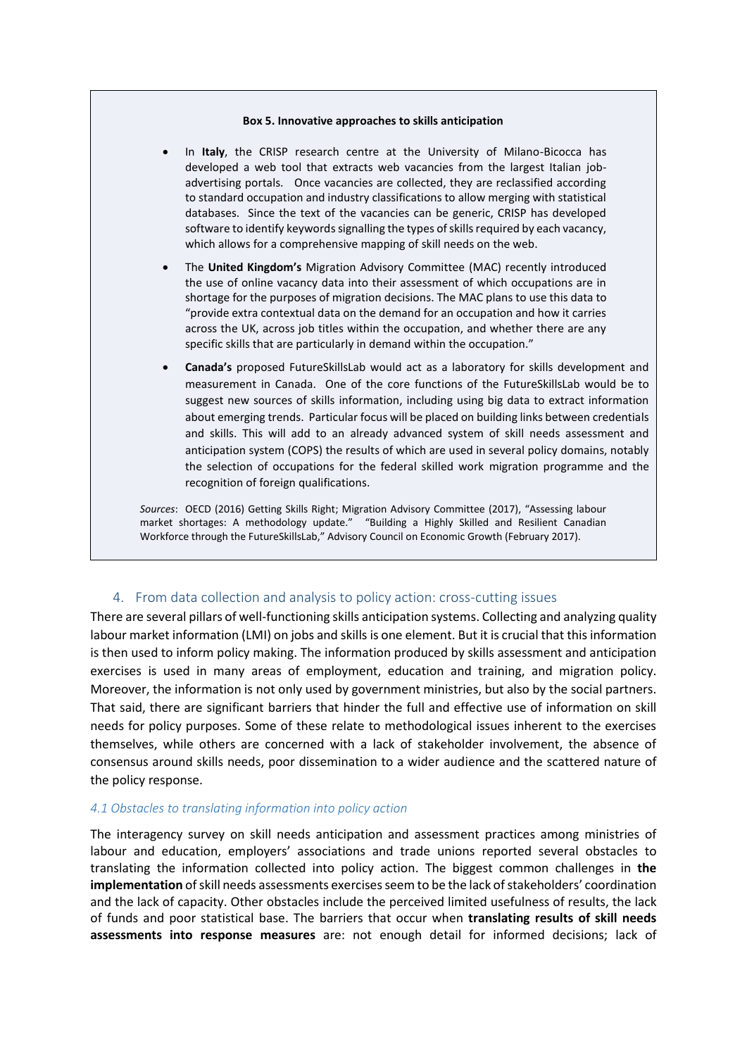**Box 5. Innovative approaches to skills anticipation**

- In **Italy**, the CRISP research centre at the University of Milano-Bicocca has developed a web tool that extracts web vacancies from the largest Italian job-advertising portals. Once vacancies are collected, they are reclassified according to standard occupation and industry classifications to allow merging with statistical databases. Since the text of the vacancies can be generic, CRISP has developed software to identify keywords signalling the types of skills required by each vacancy, which allows for a comprehensive mapping of skill needs on the web.
- The **United Kingdom's** Migration Advisory Committee (MAC) recently introduced the use of online vacancy data into their assessment of which occupations are in shortage for the purposes of migration decisions. The MAC plans to use this data to "provide extra contextual data on the demand for an occupation and how it carries across the UK, across job titles within the occupation, and whether there are any specific skills that are particularly in demand within the occupation."
- **Canada's** proposed FutureSkillsLab would act as a laboratory for skills development and measurement in Canada. One of the core functions of the FutureSkillsLab would be to suggest new sources of skills information, including using big data to extract information about emerging trends. Particular focus will be placed on building links between credentials and skills. This will add to an already advanced system of skill needs assessment and anticipation system (COPS) the results of which are used in several policy domains, notably the selection of occupations for the federal skilled work migration programme and the recognition of foreign qualifications.

*Sources*: OECD (2016) Getting Skills Right; Migration Advisory Committee (2017), "Assessing labour market shortages: A methodology update." "Building a Highly Skilled and Resilient Canadian Workforce through the FutureSkillsLab," Advisory Council on Economic Growth (February 2017).

## 4. From data collection and analysis to policy action: cross-cutting issues

There are several pillars of well-functioning skills anticipation systems. Collecting and analyzing quality labour market information (LMI) on jobs and skills is one element. But it is crucial that this information is then used to inform policy making. The information produced by skills assessment and anticipation exercises is used in many areas of employment, education and training, and migration policy. Moreover, the information is not only used by government ministries, but also by the social partners. That said, there are significant barriers that hinder the full and effective use of information on skill needs for policy purposes. Some of these relate to methodological issues inherent to the exercises themselves, while others are concerned with a lack of stakeholder involvement, the absence of consensus around skills needs, poor dissemination to a wider audience and the scattered nature of the policy response.

### *4.1 Obstacles to translating information into policy action*

The interagency survey on skill needs anticipation and assessment practices among ministries of labour and education, employers' associations and trade unions reported several obstacles to translating the information collected into policy action. The biggest common challenges in **the implementation** of skill needs assessments exercises seem to be the lack of stakeholders' coordination and the lack of capacity. Other obstacles include the perceived limited usefulness of results, the lack of funds and poor statistical base. The barriers that occur when **translating results of skill needs assessments into response measures** are: not enough detail for informed decisions; lack of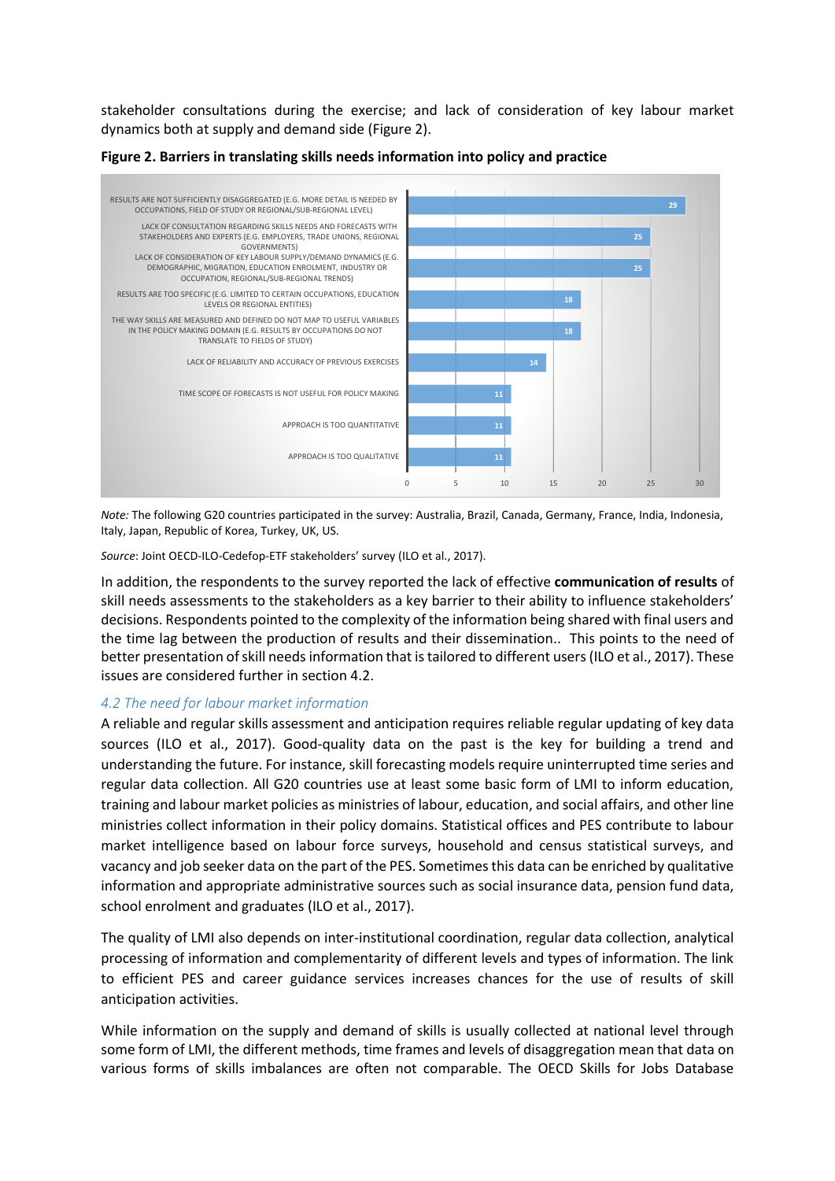stakeholder consultations during the exercise; and lack of consideration of key labour market dynamics both at supply and demand side (Figure 2).

**Figure 2. Barriers in translating skills needs information into policy and practice**

| Barrier | Value |
|---|---|
| RESULTS ARE NOT SUFFICIENTLY DISAGGREGATED (E.G. MORE DETAIL IS NEEDED BY OCCUPATIONS, FIELD OF STUDY OR REGIONAL/SUB-REGIONAL LEVEL) | 29 |
| LACK OF CONSULTATION REGARDING SKILLS NEEDS AND FORECASTS WITH STAKEHOLDERS AND EXPERTS (E.G. EMPLOYERS, TRADE UNIONS, REGIONAL GOVERNMENTS) | 25 |
| LACK OF CONSIDERATION OF KEY LABOUR SUPPLY/DEMAND DYNAMICS (E.G. DEMOGRAPHIC, MIGRATION, EDUCATION ENROLMENT, INDUSTRY OR OCCUPATION, REGIONAL/SUB-REGIONAL TRENDS) | 25 |
| RESULTS ARE TOO SPECIFIC (E.G. LIMITED TO CERTAIN OCCUPATIONS, EDUCATION LEVELS OR REGIONAL ENTITIES) | 18 |
| THE WAY SKILLS ARE MEASURED AND DEFINED DO NOT MAP TO USEFUL VARIABLES IN THE POLICY MAKING DOMAIN (E.G. RESULTS BY OCCUPATIONS DO NOT TRANSLATE TO FIELDS OF STUDY) | 18 |
| LACK OF RELIABILITY AND ACCURACY OF PREVIOUS EXERCISES | 14 |
| TIME SCOPE OF FORECASTS IS NOT USEFUL FOR POLICY MAKING | 11 |
| APPROACH IS TOO QUANTITATIVE | 11 |
| APPROACH IS TOO QUALITATIVE | 11 |

*Note:* The following G20 countries participated in the survey: Australia, Brazil, Canada, Germany, France, India, Indonesia, Italy, Japan, Republic of Korea, Turkey, UK, US.

*Source*: Joint OECD-ILO-Cedefop-ETF stakeholders' survey (ILO et al., 2017).

In addition, the respondents to the survey reported the lack of effective **communication of results** of skill needs assessments to the stakeholders as a key barrier to their ability to influence stakeholders' decisions. Respondents pointed to the complexity of the information being shared with final users and the time lag between the production of results and their dissemination.. This points to the need of better presentation of skill needs information that is tailored to different users (ILO et al., 2017). These issues are considered further in section 4.2.

### *4.2 The need for labour market information*

A reliable and regular skills assessment and anticipation requires reliable regular updating of key data sources (ILO et al., 2017). Good-quality data on the past is the key for building a trend and understanding the future. For instance, skill forecasting models require uninterrupted time series and regular data collection. All G20 countries use at least some basic form of LMI to inform education, training and labour market policies as ministries of labour, education, and social affairs, and other line ministries collect information in their policy domains. Statistical offices and PES contribute to labour market intelligence based on labour force surveys, household and census statistical surveys, and vacancy and job seeker data on the part of the PES. Sometimes this data can be enriched by qualitative information and appropriate administrative sources such as social insurance data, pension fund data, school enrolment and graduates (ILO et al., 2017).

The quality of LMI also depends on inter-institutional coordination, regular data collection, analytical processing of information and complementarity of different levels and types of information. The link to efficient PES and career guidance services increases chances for the use of results of skill anticipation activities.

While information on the supply and demand of skills is usually collected at national level through some form of LMI, the different methods, time frames and levels of disaggregation mean that data on various forms of skills imbalances are often not comparable. The OECD Skills for Jobs Database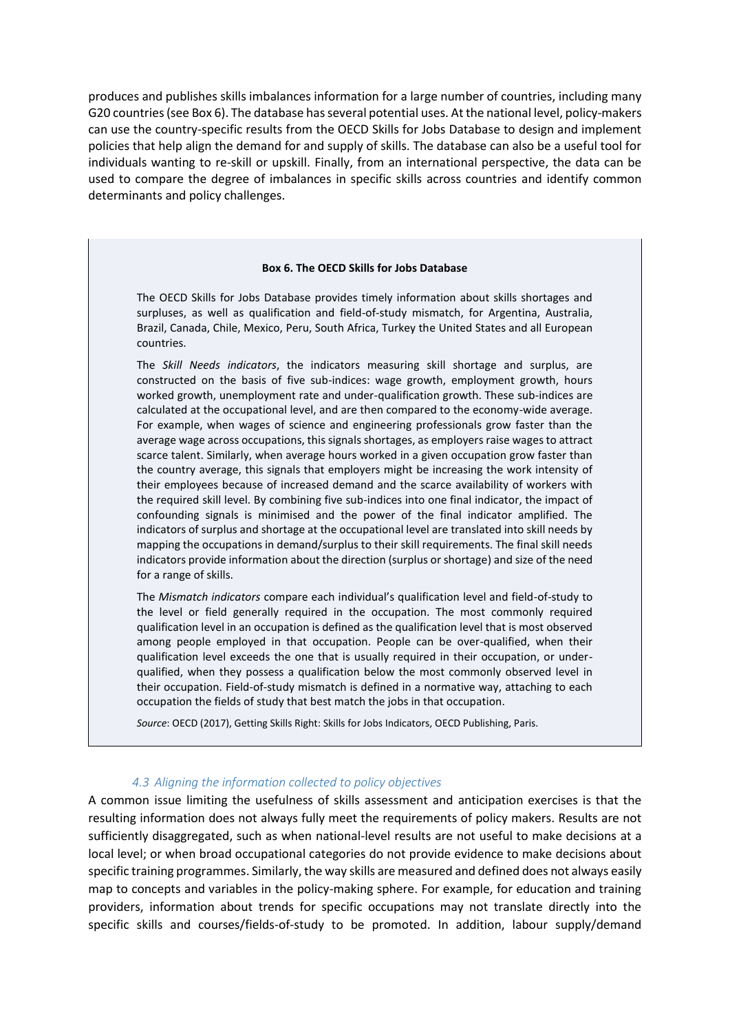produces and publishes skills imbalances information for a large number of countries, including many G20 countries (see Box 6). The database has several potential uses. At the national level, policy-makers can use the country-specific results from the OECD Skills for Jobs Database to design and implement policies that help align the demand for and supply of skills. The database can also be a useful tool for individuals wanting to re-skill or upskill. Finally, from an international perspective, the data can be used to compare the degree of imbalances in specific skills across countries and identify common determinants and policy challenges.

> **Box 6. The OECD Skills for Jobs Database**
>
> The OECD Skills for Jobs Database provides timely information about skills shortages and surpluses, as well as qualification and field-of-study mismatch, for Argentina, Australia, Brazil, Canada, Chile, Mexico, Peru, South Africa, Turkey the United States and all European countries.
>
> The *Skill Needs indicators*, the indicators measuring skill shortage and surplus, are constructed on the basis of five sub-indices: wage growth, employment growth, hours worked growth, unemployment rate and under-qualification growth. These sub-indices are calculated at the occupational level, and are then compared to the economy-wide average. For example, when wages of science and engineering professionals grow faster than the average wage across occupations, this signals shortages, as employers raise wages to attract scarce talent. Similarly, when average hours worked in a given occupation grow faster than the country average, this signals that employers might be increasing the work intensity of their employees because of increased demand and the scarce availability of workers with the required skill level. By combining five sub-indices into one final indicator, the impact of confounding signals is minimised and the power of the final indicator amplified. The indicators of surplus and shortage at the occupational level are translated into skill needs by mapping the occupations in demand/surplus to their skill requirements. The final skill needs indicators provide information about the direction (surplus or shortage) and size of the need for a range of skills.
>
> The *Mismatch indicators* compare each individual's qualification level and field-of-study to the level or field generally required in the occupation. The most commonly required qualification level in an occupation is defined as the qualification level that is most observed among people employed in that occupation. People can be over-qualified, when their qualification level exceeds the one that is usually required in their occupation, or under-qualified, when they possess a qualification below the most commonly observed level in their occupation. Field-of-study mismatch is defined in a normative way, attaching to each occupation the fields of study that best match the jobs in that occupation.
>
> *Source*: OECD (2017), Getting Skills Right: Skills for Jobs Indicators, OECD Publishing, Paris.

### *4.3 Aligning the information collected to policy objectives*

A common issue limiting the usefulness of skills assessment and anticipation exercises is that the resulting information does not always fully meet the requirements of policy makers. Results are not sufficiently disaggregated, such as when national-level results are not useful to make decisions at a local level; or when broad occupational categories do not provide evidence to make decisions about specific training programmes. Similarly, the way skills are measured and defined does not always easily map to concepts and variables in the policy-making sphere. For example, for education and training providers, information about trends for specific occupations may not translate directly into the specific skills and courses/fields-of-study to be promoted. In addition, labour supply/demand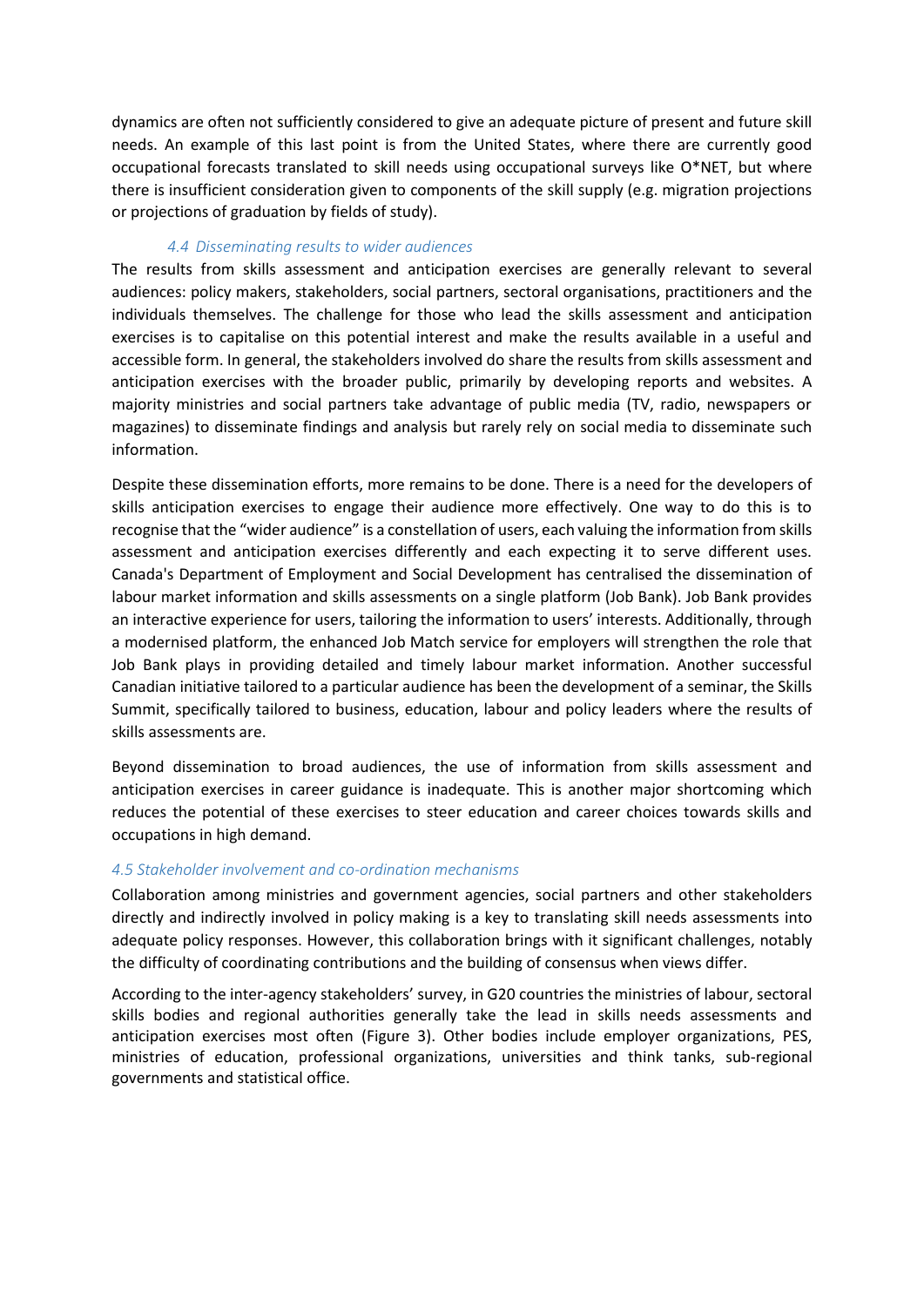dynamics are often not sufficiently considered to give an adequate picture of present and future skill needs. An example of this last point is from the United States, where there are currently good occupational forecasts translated to skill needs using occupational surveys like O*NET, but where there is insufficient consideration given to components of the skill supply (e.g. migration projections or projections of graduation by fields of study).

### *4.4 Disseminating results to wider audiences*

The results from skills assessment and anticipation exercises are generally relevant to several audiences: policy makers, stakeholders, social partners, sectoral organisations, practitioners and the individuals themselves. The challenge for those who lead the skills assessment and anticipation exercises is to capitalise on this potential interest and make the results available in a useful and accessible form. In general, the stakeholders involved do share the results from skills assessment and anticipation exercises with the broader public, primarily by developing reports and websites. A majority ministries and social partners take advantage of public media (TV, radio, newspapers or magazines) to disseminate findings and analysis but rarely rely on social media to disseminate such information.

Despite these dissemination efforts, more remains to be done. There is a need for the developers of skills anticipation exercises to engage their audience more effectively. One way to do this is to recognise that the "wider audience" is a constellation of users, each valuing the information from skills assessment and anticipation exercises differently and each expecting it to serve different uses. Canada's Department of Employment and Social Development has centralised the dissemination of labour market information and skills assessments on a single platform (Job Bank). Job Bank provides an interactive experience for users, tailoring the information to users' interests. Additionally, through a modernised platform, the enhanced Job Match service for employers will strengthen the role that Job Bank plays in providing detailed and timely labour market information. Another successful Canadian initiative tailored to a particular audience has been the development of a seminar, the Skills Summit, specifically tailored to business, education, labour and policy leaders where the results of skills assessments are.

Beyond dissemination to broad audiences, the use of information from skills assessment and anticipation exercises in career guidance is inadequate. This is another major shortcoming which reduces the potential of these exercises to steer education and career choices towards skills and occupations in high demand.

### *4.5 Stakeholder involvement and co-ordination mechanisms*

Collaboration among ministries and government agencies, social partners and other stakeholders directly and indirectly involved in policy making is a key to translating skill needs assessments into adequate policy responses. However, this collaboration brings with it significant challenges, notably the difficulty of coordinating contributions and the building of consensus when views differ.

According to the inter-agency stakeholders' survey, in G20 countries the ministries of labour, sectoral skills bodies and regional authorities generally take the lead in skills needs assessments and anticipation exercises most often (Figure 3). Other bodies include employer organizations, PES, ministries of education, professional organizations, universities and think tanks, sub-regional governments and statistical office.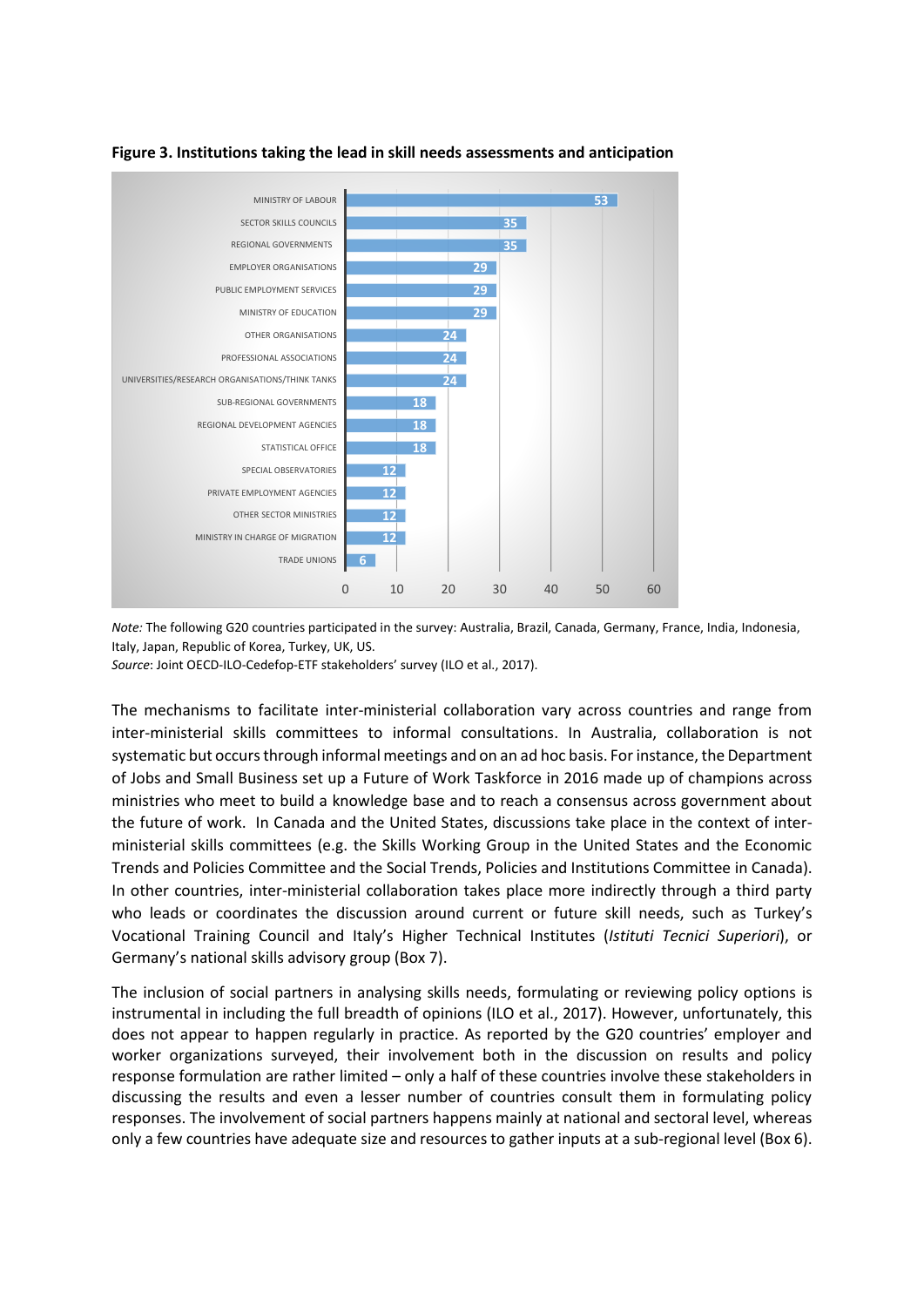**Figure 3. Institutions taking the lead in skill needs assessments and anticipation**

| Institution | Value |
| --- | --- |
| MINISTRY OF LABOUR | 53 |
| SECTOR SKILLS COUNCILS | 35 |
| REGIONAL GOVERNMENTS | 35 |
| EMPLOYER ORGANISATIONS | 29 |
| PUBLIC EMPLOYMENT SERVICES | 29 |
| MINISTRY OF EDUCATION | 29 |
| OTHER ORGANISATIONS | 24 |
| PROFESSIONAL ASSOCIATIONS | 24 |
| UNIVERSITIES/RESEARCH ORGANISATIONS/THINK TANKS | 24 |
| SUB-REGIONAL GOVERNMENTS | 18 |
| REGIONAL DEVELOPMENT AGENCIES | 18 |
| STATISTICAL OFFICE | 18 |
| SPECIAL OBSERVATORIES | 12 |
| PRIVATE EMPLOYMENT AGENCIES | 12 |
| OTHER SECTOR MINISTRIES | 12 |
| MINISTRY IN CHARGE OF MIGRATION | 12 |
| TRADE UNIONS | 6 |

*Note:* The following G20 countries participated in the survey: Australia, Brazil, Canada, Germany, France, India, Indonesia, Italy, Japan, Republic of Korea, Turkey, UK, US.
*Source*: Joint OECD-ILO-Cedefop-ETF stakeholders' survey (ILO et al., 2017).

The mechanisms to facilitate inter-ministerial collaboration vary across countries and range from inter-ministerial skills committees to informal consultations. In Australia, collaboration is not systematic but occurs through informal meetings and on an ad hoc basis. For instance, the Department of Jobs and Small Business set up a Future of Work Taskforce in 2016 made up of champions across ministries who meet to build a knowledge base and to reach a consensus across government about the future of work. In Canada and the United States, discussions take place in the context of inter-ministerial skills committees (e.g. the Skills Working Group in the United States and the Economic Trends and Policies Committee and the Social Trends, Policies and Institutions Committee in Canada). In other countries, inter-ministerial collaboration takes place more indirectly through a third party who leads or coordinates the discussion around current or future skill needs, such as Turkey's Vocational Training Council and Italy's Higher Technical Institutes (*Istituti Tecnici Superiori*), or Germany's national skills advisory group (Box 7).

The inclusion of social partners in analysing skills needs, formulating or reviewing policy options is instrumental in including the full breadth of opinions (ILO et al., 2017). However, unfortunately, this does not appear to happen regularly in practice. As reported by the G20 countries' employer and worker organizations surveyed, their involvement both in the discussion on results and policy response formulation are rather limited – only a half of these countries involve these stakeholders in discussing the results and even a lesser number of countries consult them in formulating policy responses. The involvement of social partners happens mainly at national and sectoral level, whereas only a few countries have adequate size and resources to gather inputs at a sub-regional level (Box 6).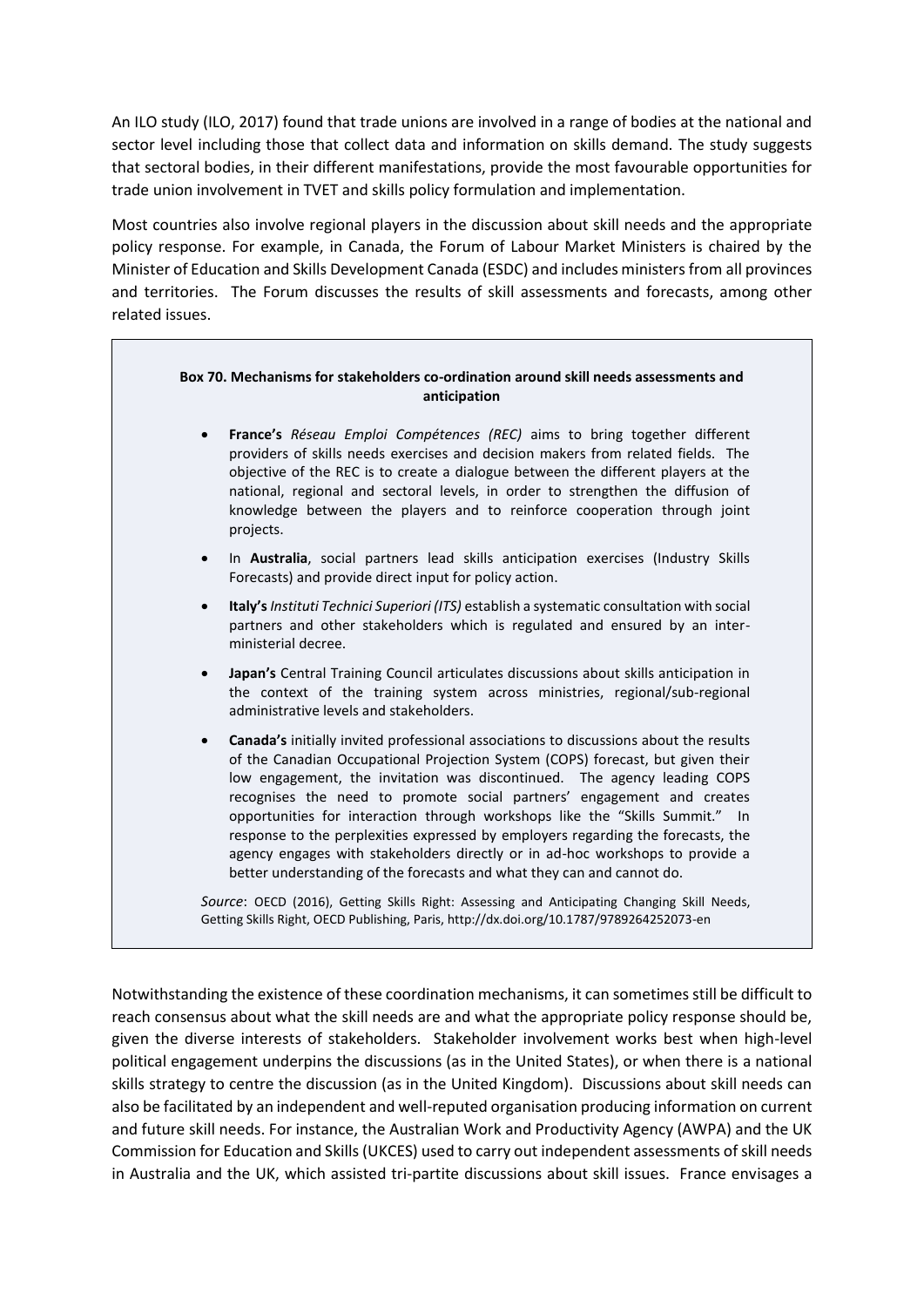An ILO study (ILO, 2017) found that trade unions are involved in a range of bodies at the national and sector level including those that collect data and information on skills demand. The study suggests that sectoral bodies, in their different manifestations, provide the most favourable opportunities for trade union involvement in TVET and skills policy formulation and implementation.

Most countries also involve regional players in the discussion about skill needs and the appropriate policy response. For example, in Canada, the Forum of Labour Market Ministers is chaired by the Minister of Education and Skills Development Canada (ESDC) and includes ministers from all provinces and territories. The Forum discusses the results of skill assessments and forecasts, among other related issues.

**Box 70. Mechanisms for stakeholders co-ordination around skill needs assessments and anticipation**

- **France's** *Réseau Emploi Compétences (REC)* aims to bring together different providers of skills needs exercises and decision makers from related fields. The objective of the REC is to create a dialogue between the different players at the national, regional and sectoral levels, in order to strengthen the diffusion of knowledge between the players and to reinforce cooperation through joint projects.
- In **Australia**, social partners lead skills anticipation exercises (Industry Skills Forecasts) and provide direct input for policy action.
- **Italy's** *Instituti Technici Superiori (ITS)* establish a systematic consultation with social partners and other stakeholders which is regulated and ensured by an inter-ministerial decree.
- **Japan's** Central Training Council articulates discussions about skills anticipation in the context of the training system across ministries, regional/sub-regional administrative levels and stakeholders.
- **Canada's** initially invited professional associations to discussions about the results of the Canadian Occupational Projection System (COPS) forecast, but given their low engagement, the invitation was discontinued. The agency leading COPS recognises the need to promote social partners' engagement and creates opportunities for interaction through workshops like the "Skills Summit." In response to the perplexities expressed by employers regarding the forecasts, the agency engages with stakeholders directly or in ad-hoc workshops to provide a better understanding of the forecasts and what they can and cannot do.

*Source*: OECD (2016), Getting Skills Right: Assessing and Anticipating Changing Skill Needs, Getting Skills Right, OECD Publishing, Paris, http://dx.doi.org/10.1787/9789264252073-en

Notwithstanding the existence of these coordination mechanisms, it can sometimes still be difficult to reach consensus about what the skill needs are and what the appropriate policy response should be, given the diverse interests of stakeholders. Stakeholder involvement works best when high-level political engagement underpins the discussions (as in the United States), or when there is a national skills strategy to centre the discussion (as in the United Kingdom). Discussions about skill needs can also be facilitated by an independent and well-reputed organisation producing information on current and future skill needs. For instance, the Australian Work and Productivity Agency (AWPA) and the UK Commission for Education and Skills (UKCES) used to carry out independent assessments of skill needs in Australia and the UK, which assisted tri-partite discussions about skill issues. France envisages a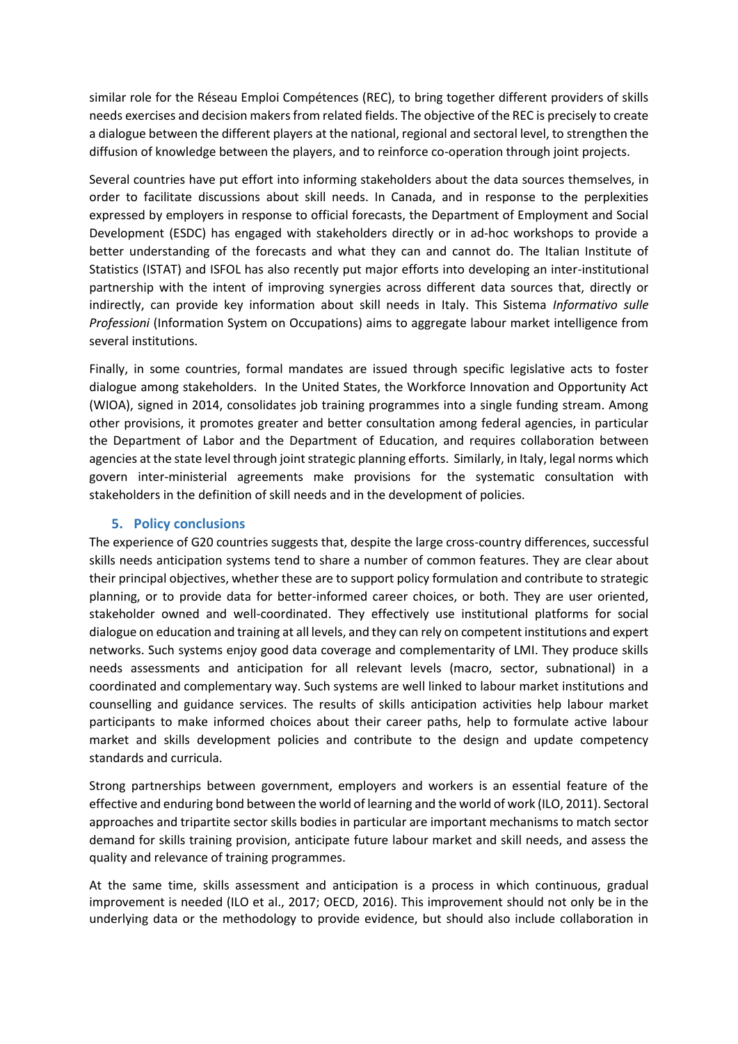similar role for the Réseau Emploi Compétences (REC), to bring together different providers of skills needs exercises and decision makers from related fields. The objective of the REC is precisely to create a dialogue between the different players at the national, regional and sectoral level, to strengthen the diffusion of knowledge between the players, and to reinforce co-operation through joint projects.

Several countries have put effort into informing stakeholders about the data sources themselves, in order to facilitate discussions about skill needs. In Canada, and in response to the perplexities expressed by employers in response to official forecasts, the Department of Employment and Social Development (ESDC) has engaged with stakeholders directly or in ad-hoc workshops to provide a better understanding of the forecasts and what they can and cannot do. The Italian Institute of Statistics (ISTAT) and ISFOL has also recently put major efforts into developing an inter-institutional partnership with the intent of improving synergies across different data sources that, directly or indirectly, can provide key information about skill needs in Italy. This Sistema *Informativo sulle Professioni* (Information System on Occupations) aims to aggregate labour market intelligence from several institutions.

Finally, in some countries, formal mandates are issued through specific legislative acts to foster dialogue among stakeholders. In the United States, the Workforce Innovation and Opportunity Act (WIOA), signed in 2014, consolidates job training programmes into a single funding stream. Among other provisions, it promotes greater and better consultation among federal agencies, in particular the Department of Labor and the Department of Education, and requires collaboration between agencies at the state level through joint strategic planning efforts. Similarly, in Italy, legal norms which govern inter-ministerial agreements make provisions for the systematic consultation with stakeholders in the definition of skill needs and in the development of policies.

## 5. Policy conclusions

The experience of G20 countries suggests that, despite the large cross-country differences, successful skills needs anticipation systems tend to share a number of common features. They are clear about their principal objectives, whether these are to support policy formulation and contribute to strategic planning, or to provide data for better-informed career choices, or both. They are user oriented, stakeholder owned and well-coordinated. They effectively use institutional platforms for social dialogue on education and training at all levels, and they can rely on competent institutions and expert networks. Such systems enjoy good data coverage and complementarity of LMI. They produce skills needs assessments and anticipation for all relevant levels (macro, sector, subnational) in a coordinated and complementary way. Such systems are well linked to labour market institutions and counselling and guidance services. The results of skills anticipation activities help labour market participants to make informed choices about their career paths, help to formulate active labour market and skills development policies and contribute to the design and update competency standards and curricula.

Strong partnerships between government, employers and workers is an essential feature of the effective and enduring bond between the world of learning and the world of work (ILO, 2011). Sectoral approaches and tripartite sector skills bodies in particular are important mechanisms to match sector demand for skills training provision, anticipate future labour market and skill needs, and assess the quality and relevance of training programmes.

At the same time, skills assessment and anticipation is a process in which continuous, gradual improvement is needed (ILO et al., 2017; OECD, 2016). This improvement should not only be in the underlying data or the methodology to provide evidence, but should also include collaboration in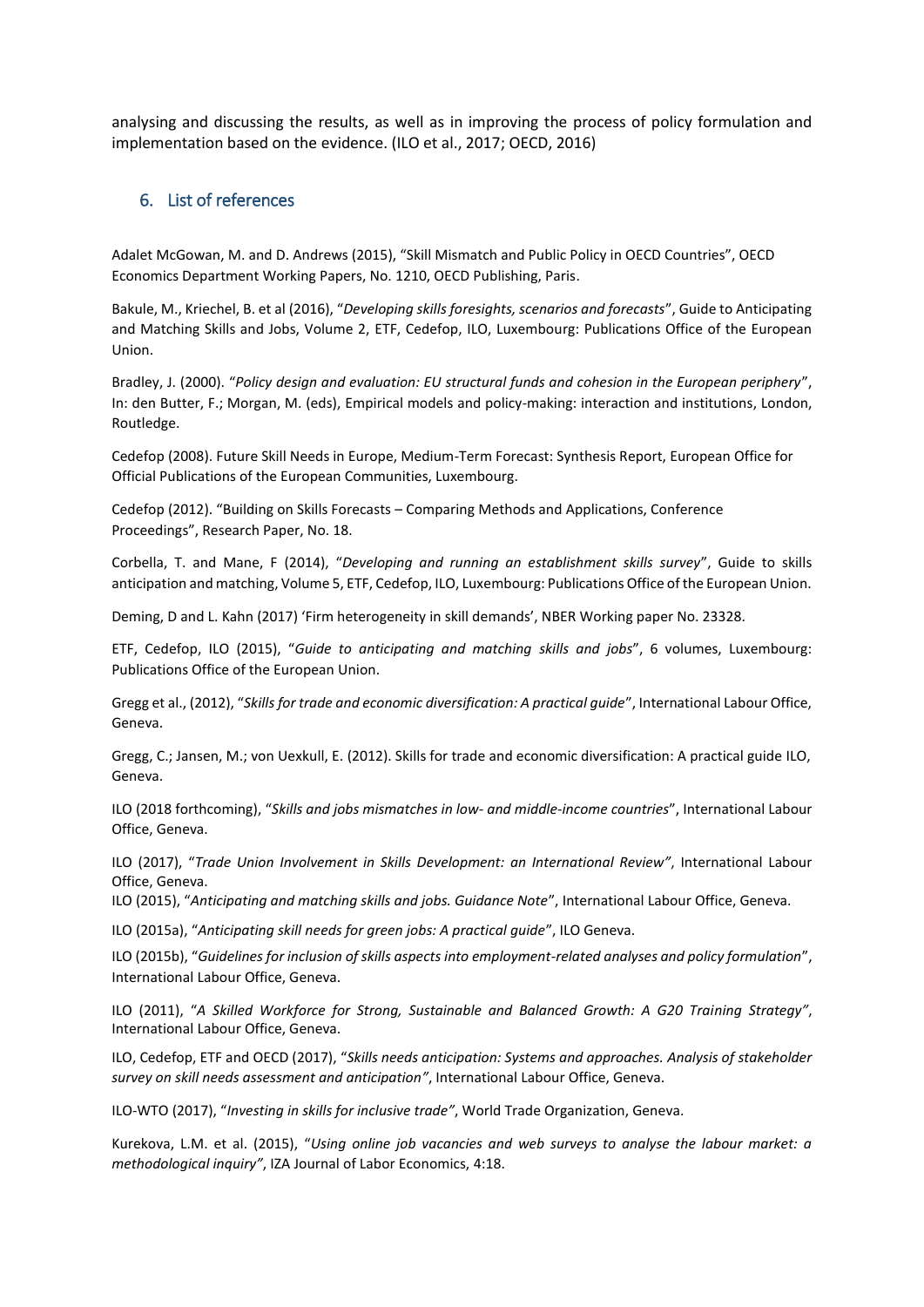analysing and discussing the results, as well as in improving the process of policy formulation and implementation based on the evidence. (ILO et al., 2017; OECD, 2016)

## 6. List of references

Adalet McGowan, M. and D. Andrews (2015), "Skill Mismatch and Public Policy in OECD Countries", OECD Economics Department Working Papers, No. 1210, OECD Publishing, Paris.

Bakule, M., Kriechel, B. et al (2016), "*Developing skills foresights, scenarios and forecasts*", Guide to Anticipating and Matching Skills and Jobs, Volume 2, ETF, Cedefop, ILO, Luxembourg: Publications Office of the European Union.

Bradley, J. (2000). "*Policy design and evaluation: EU structural funds and cohesion in the European periphery*", In: den Butter, F.; Morgan, M. (eds), Empirical models and policy-making: interaction and institutions, London, Routledge.

Cedefop (2008). Future Skill Needs in Europe, Medium-Term Forecast: Synthesis Report, European Office for Official Publications of the European Communities, Luxembourg.

Cedefop (2012). "Building on Skills Forecasts – Comparing Methods and Applications, Conference Proceedings", Research Paper, No. 18.

Corbella, T. and Mane, F (2014), "*Developing and running an establishment skills survey*", Guide to skills anticipation and matching, Volume 5, ETF, Cedefop, ILO, Luxembourg: Publications Office of the European Union.

Deming, D and L. Kahn (2017) 'Firm heterogeneity in skill demands', NBER Working paper No. 23328.

ETF, Cedefop, ILO (2015), "*Guide to anticipating and matching skills and jobs*", 6 volumes, Luxembourg: Publications Office of the European Union.

Gregg et al., (2012), "*Skills for trade and economic diversification: A practical guide*", International Labour Office, Geneva.

Gregg, C.; Jansen, M.; von Uexkull, E. (2012). Skills for trade and economic diversification: A practical guide ILO, Geneva.

ILO (2018 forthcoming), "*Skills and jobs mismatches in low- and middle-income countries*", International Labour Office, Geneva.

ILO (2017), "*Trade Union Involvement in Skills Development: an International Review"*, International Labour Office, Geneva.

ILO (2015), "*Anticipating and matching skills and jobs. Guidance Note*", International Labour Office, Geneva.

ILO (2015a), "*Anticipating skill needs for green jobs: A practical guide*", ILO Geneva.

ILO (2015b), "*Guidelines for inclusion of skills aspects into employment-related analyses and policy formulation*", International Labour Office, Geneva.

ILO (2011), "*A Skilled Workforce for Strong, Sustainable and Balanced Growth: A G20 Training Strategy"*, International Labour Office, Geneva.

ILO, Cedefop, ETF and OECD (2017), "*Skills needs anticipation: Systems and approaches. Analysis of stakeholder survey on skill needs assessment and anticipation"*, International Labour Office, Geneva.

ILO-WTO (2017), "*Investing in skills for inclusive trade"*, World Trade Organization, Geneva.

Kurekova, L.M. et al. (2015), "*Using online job vacancies and web surveys to analyse the labour market: a methodological inquiry"*, IZA Journal of Labor Economics, 4:18.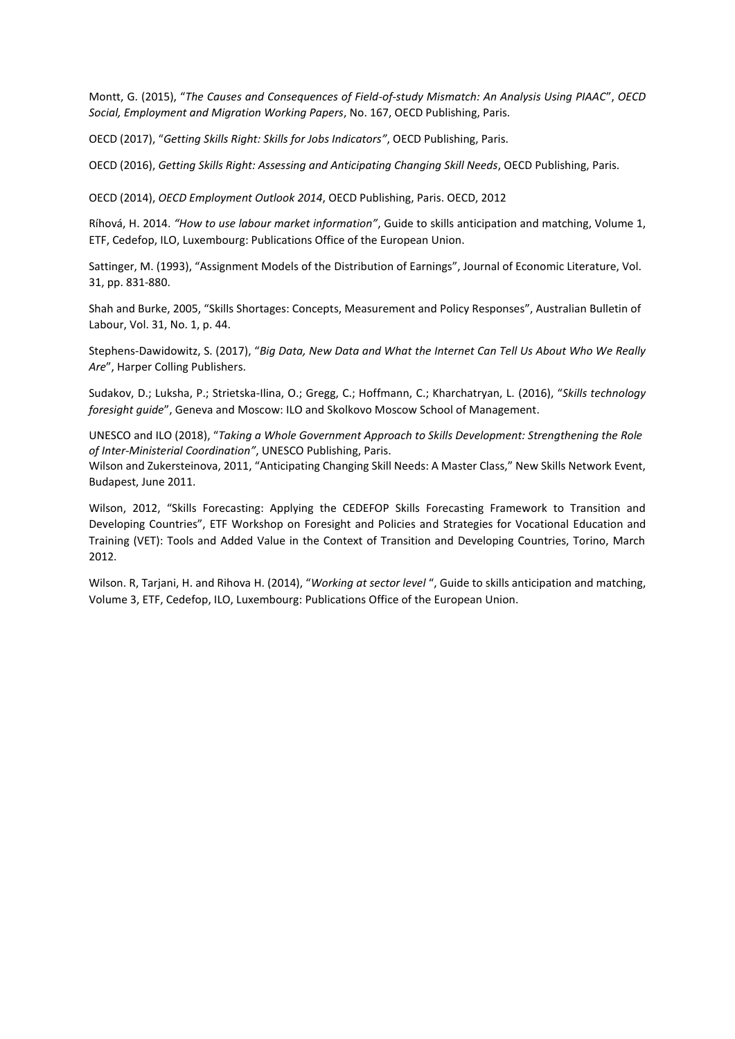Montt, G. (2015), "*The Causes and Consequences of Field-of-study Mismatch: An Analysis Using PIAAC*", *OECD Social, Employment and Migration Working Papers*, No. 167, OECD Publishing, Paris.

OECD (2017), "*Getting Skills Right: Skills for Jobs Indicators"*, OECD Publishing, Paris.

OECD (2016), *Getting Skills Right: Assessing and Anticipating Changing Skill Needs*, OECD Publishing, Paris.

OECD (2014), *OECD Employment Outlook 2014*, OECD Publishing, Paris. OECD, 2012

Ríhová, H. 2014. *"How to use labour market information"*, Guide to skills anticipation and matching, Volume 1, ETF, Cedefop, ILO, Luxembourg: Publications Office of the European Union.

Sattinger, M. (1993), "Assignment Models of the Distribution of Earnings", Journal of Economic Literature, Vol. 31, pp. 831-880.

Shah and Burke, 2005, "Skills Shortages: Concepts, Measurement and Policy Responses", Australian Bulletin of Labour, Vol. 31, No. 1, p. 44.

Stephens-Dawidowitz, S. (2017), "*Big Data, New Data and What the Internet Can Tell Us About Who We Really Are*", Harper Colling Publishers.

Sudakov, D.; Luksha, P.; Strietska-Ilina, O.; Gregg, C.; Hoffmann, C.; Kharchatryan, L. (2016), "*Skills technology foresight guide*", Geneva and Moscow: ILO and Skolkovo Moscow School of Management.

UNESCO and ILO (2018), "*Taking a Whole Government Approach to Skills Development: Strengthening the Role of Inter-Ministerial Coordination"*, UNESCO Publishing, Paris.

Wilson and Zukersteinova, 2011, "Anticipating Changing Skill Needs: A Master Class," New Skills Network Event, Budapest, June 2011.

Wilson, 2012, "Skills Forecasting: Applying the CEDEFOP Skills Forecasting Framework to Transition and Developing Countries", ETF Workshop on Foresight and Policies and Strategies for Vocational Education and Training (VET): Tools and Added Value in the Context of Transition and Developing Countries, Torino, March 2012.

Wilson. R, Tarjani, H. and Rihova H. (2014), "*Working at sector level* ", Guide to skills anticipation and matching, Volume 3, ETF, Cedefop, ILO, Luxembourg: Publications Office of the European Union.